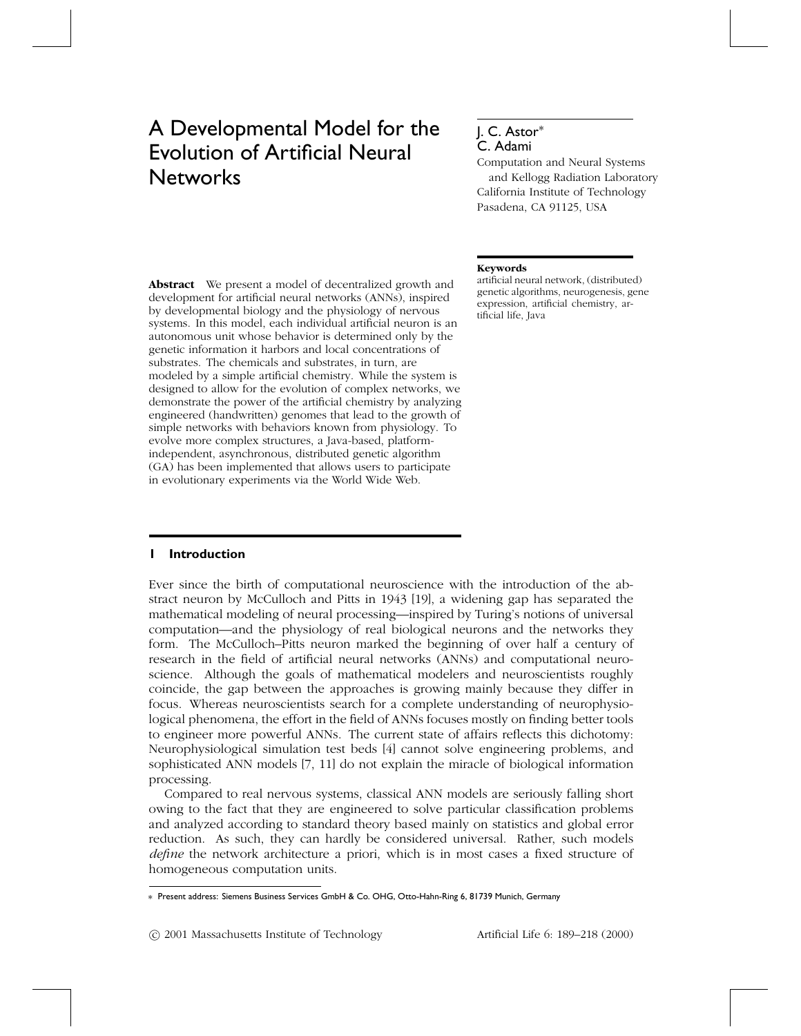# A Developmental Model for the Evolution of Artificial Neural Networks

J. C. Astor*
C. Adami

Computation and Neural Systems and Kellogg Radiation Laboratory
California Institute of Technology
Pasadena, CA 91125, USA

**Keywords**
artificial neural network, (distributed) genetic algorithms, neurogenesis, gene expression, artificial chemistry, artificial life, Java

**Abstract** We present a model of decentralized growth and development for artificial neural networks (ANNs), inspired by developmental biology and the physiology of nervous systems. In this model, each individual artificial neuron is an autonomous unit whose behavior is determined only by the genetic information it harbors and local concentrations of substrates. The chemicals and substrates, in turn, are modeled by a simple artificial chemistry. While the system is designed to allow for the evolution of complex networks, we demonstrate the power of the artificial chemistry by analyzing engineered (handwritten) genomes that lead to the growth of simple networks with behaviors known from physiology. To evolve more complex structures, a Java-based, platform-independent, asynchronous, distributed genetic algorithm (GA) has been implemented that allows users to participate in evolutionary experiments via the World Wide Web.

## 1 Introduction

Ever since the birth of computational neuroscience with the introduction of the abstract neuron by McCulloch and Pitts in 1943 [19], a widening gap has separated the mathematical modeling of neural processing—inspired by Turing's notions of universal computation—and the physiology of real biological neurons and the networks they form. The McCulloch–Pitts neuron marked the beginning of over half a century of research in the field of artificial neural networks (ANNs) and computational neuroscience. Although the goals of mathematical modelers and neuroscientists roughly coincide, the gap between the approaches is growing mainly because they differ in focus. Whereas neuroscientists search for a complete understanding of neurophysiological phenomena, the effort in the field of ANNs focuses mostly on finding better tools to engineer more powerful ANNs. The current state of affairs reflects this dichotomy: Neurophysiological simulation test beds [4] cannot solve engineering problems, and sophisticated ANN models [7, 11] do not explain the miracle of biological information processing.

Compared to real nervous systems, classical ANN models are seriously falling short owing to the fact that they are engineered to solve particular classification problems and analyzed according to standard theory based mainly on statistics and global error reduction. As such, they can hardly be considered universal. Rather, such models *define* the network architecture a priori, which is in most cases a fixed structure of homogeneous computation units.

* Present address: Siemens Business Services GmbH & Co. OHG, Otto-Hahn-Ring 6, 81739 Munich, Germany

© 2001 Massachusetts Institute of Technology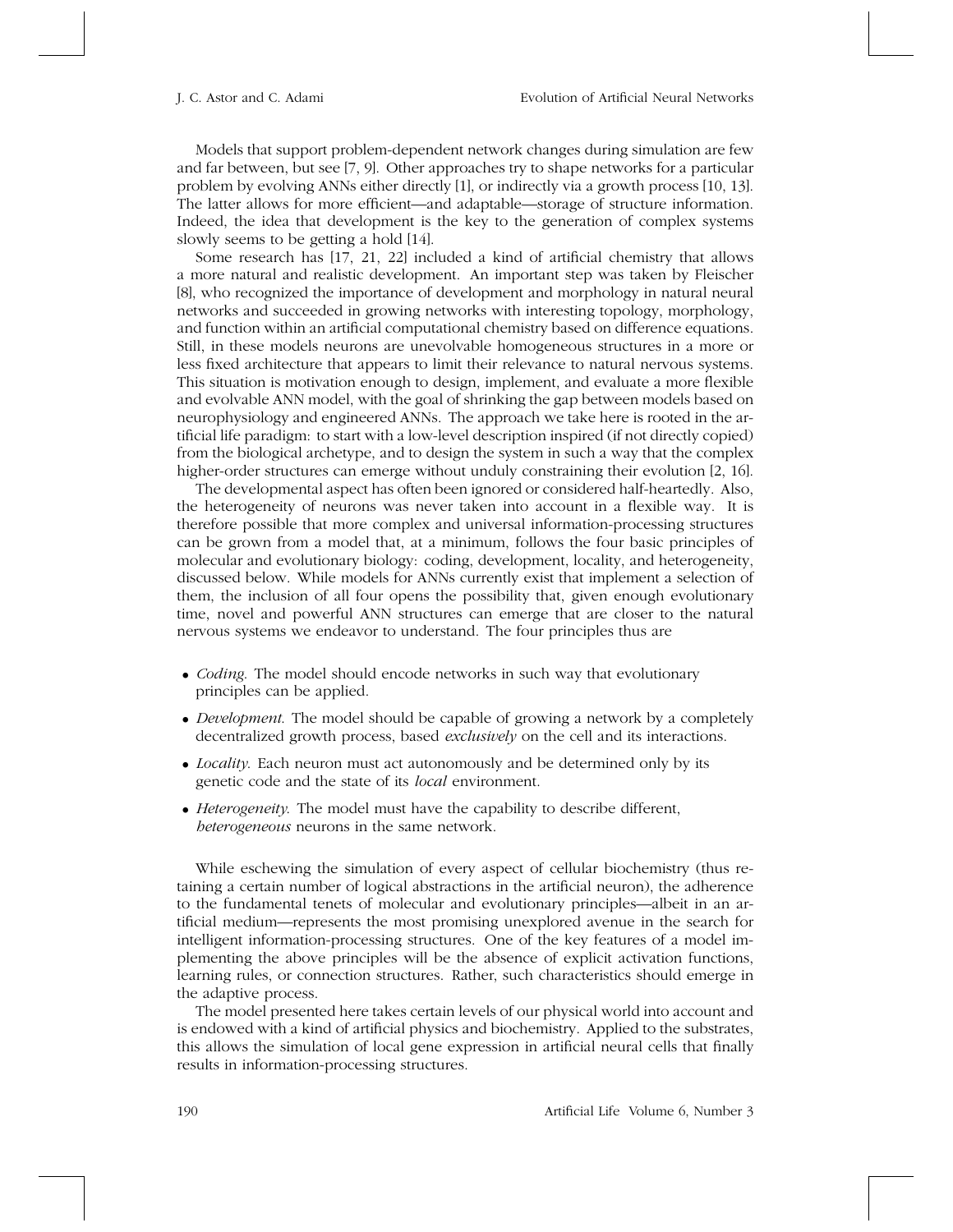Models that support problem-dependent network changes during simulation are few and far between, but see [7, 9]. Other approaches try to shape networks for a particular problem by evolving ANNs either directly [1], or indirectly via a growth process [10, 13]. The latter allows for more efficient—and adaptable—storage of structure information. Indeed, the idea that development is the key to the generation of complex systems slowly seems to be getting a hold [14].

Some research has [17, 21, 22] included a kind of artificial chemistry that allows a more natural and realistic development. An important step was taken by Fleischer [8], who recognized the importance of development and morphology in natural neural networks and succeeded in growing networks with interesting topology, morphology, and function within an artificial computational chemistry based on difference equations. Still, in these models neurons are unevolvable homogeneous structures in a more or less fixed architecture that appears to limit their relevance to natural nervous systems. This situation is motivation enough to design, implement, and evaluate a more flexible and evolvable ANN model, with the goal of shrinking the gap between models based on neurophysiology and engineered ANNs. The approach we take here is rooted in the artificial life paradigm: to start with a low-level description inspired (if not directly copied) from the biological archetype, and to design the system in such a way that the complex higher-order structures can emerge without unduly constraining their evolution [2, 16].

The developmental aspect has often been ignored or considered half-heartedly. Also, the heterogeneity of neurons was never taken into account in a flexible way. It is therefore possible that more complex and universal information-processing structures can be grown from a model that, at a minimum, follows the four basic principles of molecular and evolutionary biology: coding, development, locality, and heterogeneity, discussed below. While models for ANNs currently exist that implement a selection of them, the inclusion of all four opens the possibility that, given enough evolutionary time, novel and powerful ANN structures can emerge that are closer to the natural nervous systems we endeavor to understand. The four principles thus are

- *Coding.* The model should encode networks in such way that evolutionary principles can be applied.
- *Development.* The model should be capable of growing a network by a completely decentralized growth process, based *exclusively* on the cell and its interactions.
- *Locality.* Each neuron must act autonomously and be determined only by its genetic code and the state of its *local* environment.
- *Heterogeneity.* The model must have the capability to describe different, *heterogeneous* neurons in the same network.

While eschewing the simulation of every aspect of cellular biochemistry (thus retaining a certain number of logical abstractions in the artificial neuron), the adherence to the fundamental tenets of molecular and evolutionary principles—albeit in an artificial medium—represents the most promising unexplored avenue in the search for intelligent information-processing structures. One of the key features of a model implementing the above principles will be the absence of explicit activation functions, learning rules, or connection structures. Rather, such characteristics should emerge in the adaptive process.

The model presented here takes certain levels of our physical world into account and is endowed with a kind of artificial physics and biochemistry. Applied to the substrates, this allows the simulation of local gene expression in artificial neural cells that finally results in information-processing structures.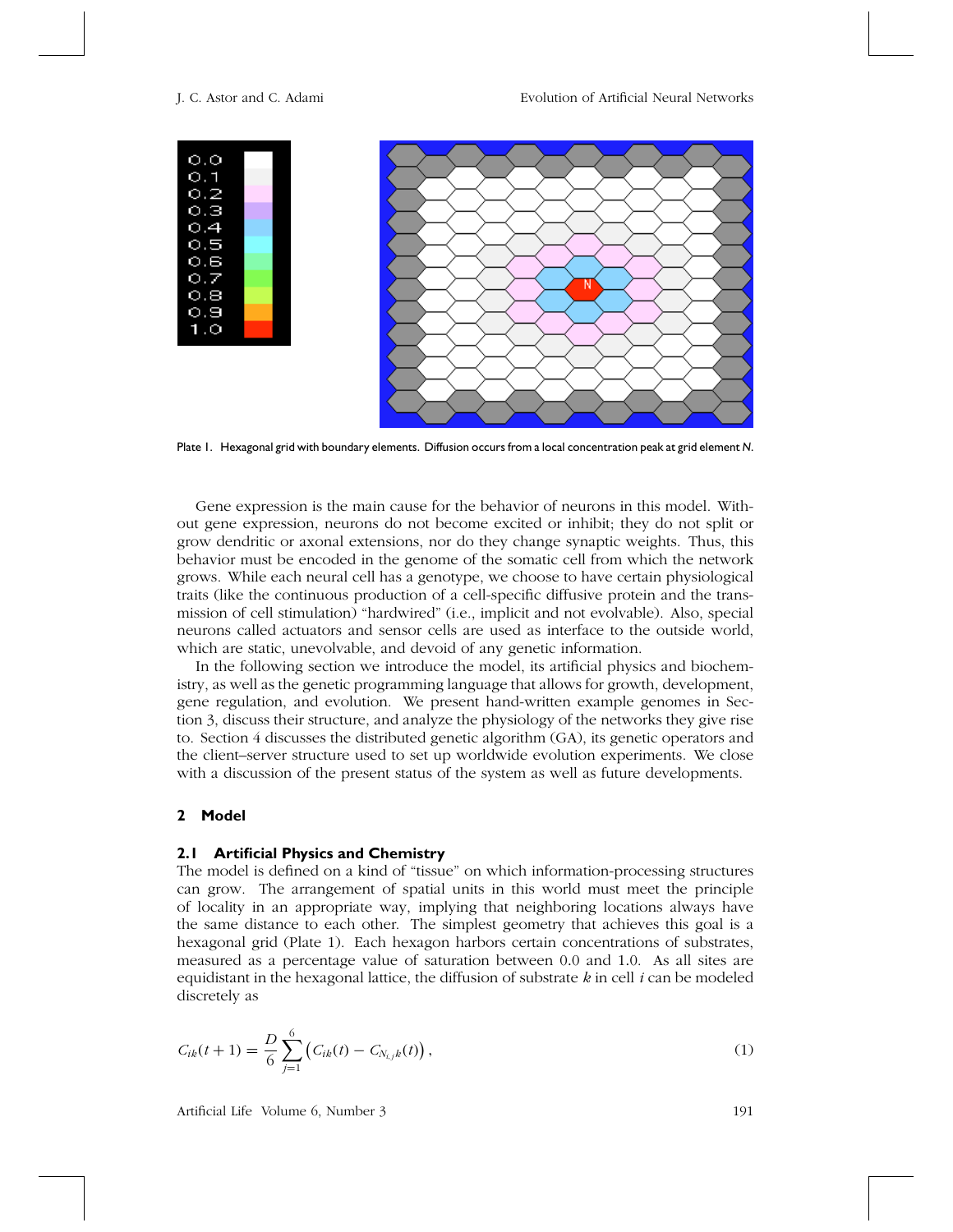Plate 1. Hexagonal grid with boundary elements. Diffusion occurs from a local concentration peak at grid element *N*.

Gene expression is the main cause for the behavior of neurons in this model. Without gene expression, neurons do not become excited or inhibit; they do not split or grow dendritic or axonal extensions, nor do they change synaptic weights. Thus, this behavior must be encoded in the genome of the somatic cell from which the network grows. While each neural cell has a genotype, we choose to have certain physiological traits (like the continuous production of a cell-specific diffusive protein and the transmission of cell stimulation) "hardwired" (i.e., implicit and not evolvable). Also, special neurons called actuators and sensor cells are used as interface to the outside world, which are static, unevolvable, and devoid of any genetic information.

In the following section we introduce the model, its artificial physics and biochemistry, as well as the genetic programming language that allows for growth, development, gene regulation, and evolution. We present hand-written example genomes in Section 3, discuss their structure, and analyze the physiology of the networks they give rise to. Section 4 discusses the distributed genetic algorithm (GA), its genetic operators and the client–server structure used to set up worldwide evolution experiments. We close with a discussion of the present status of the system as well as future developments.

## 2 Model

### 2.1 Artificial Physics and Chemistry

The model is defined on a kind of "tissue" on which information-processing structures can grow. The arrangement of spatial units in this world must meet the principle of locality in an appropriate way, implying that neighboring locations always have the same distance to each other. The simplest geometry that achieves this goal is a hexagonal grid (Plate 1). Each hexagon harbors certain concentrations of substrates, measured as a percentage value of saturation between 0.0 and 1.0. As all sites are equidistant in the hexagonal lattice, the diffusion of substrate $k$ in cell $i$ can be modeled discretely as

$$C_{ik}(t+1) = \frac{D}{6} \sum_{j=1}^{6} \left( C_{ik}(t) - C_{N_{i,j}k}(t) \right), \tag{1}$$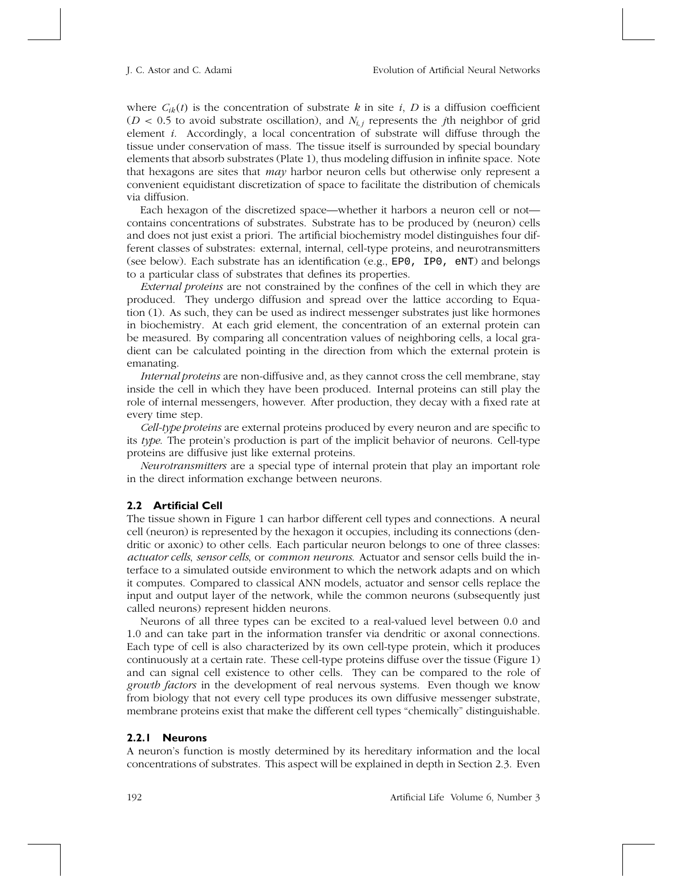where $C_{ik}(t)$ is the concentration of substrate $k$ in site $i$, $D$ is a diffusion coefficient ($D < 0.5$ to avoid substrate oscillation), and $N_{i,j}$ represents the $j$th neighbor of grid element $i$. Accordingly, a local concentration of substrate will diffuse through the tissue under conservation of mass. The tissue itself is surrounded by special boundary elements that absorb substrates (Plate 1), thus modeling diffusion in infinite space. Note that hexagons are sites that *may* harbor neuron cells but otherwise only represent a convenient equidistant discretization of space to facilitate the distribution of chemicals via diffusion.

Each hexagon of the discretized space—whether it harbors a neuron cell or not—contains concentrations of substrates. Substrate has to be produced by (neuron) cells and does not just exist a priori. The artificial biochemistry model distinguishes four different classes of substrates: external, internal, cell-type proteins, and neurotransmitters (see below). Each substrate has an identification (e.g., `EP0, IP0, eNT`) and belongs to a particular class of substrates that defines its properties.

*External proteins* are not constrained by the confines of the cell in which they are produced. They undergo diffusion and spread over the lattice according to Equation (1). As such, they can be used as indirect messenger substrates just like hormones in biochemistry. At each grid element, the concentration of an external protein can be measured. By comparing all concentration values of neighboring cells, a local gradient can be calculated pointing in the direction from which the external protein is emanating.

*Internal proteins* are non-diffusive and, as they cannot cross the cell membrane, stay inside the cell in which they have been produced. Internal proteins can still play the role of internal messengers, however. After production, they decay with a fixed rate at every time step.

*Cell-type proteins* are external proteins produced by every neuron and are specific to its *type*. The protein's production is part of the implicit behavior of neurons. Cell-type proteins are diffusive just like external proteins.

*Neurotransmitters* are a special type of internal protein that play an important role in the direct information exchange between neurons.

### 2.2 Artificial Cell

The tissue shown in Figure 1 can harbor different cell types and connections. A neural cell (neuron) is represented by the hexagon it occupies, including its connections (dendritic or axonic) to other cells. Each particular neuron belongs to one of three classes: *actuator cells*, *sensor cells*, or *common neurons*. Actuator and sensor cells build the interface to a simulated outside environment to which the network adapts and on which it computes. Compared to classical ANN models, actuator and sensor cells replace the input and output layer of the network, while the common neurons (subsequently just called neurons) represent hidden neurons.

Neurons of all three types can be excited to a real-valued level between 0.0 and 1.0 and can take part in the information transfer via dendritic or axonal connections. Each type of cell is also characterized by its own cell-type protein, which it produces continuously at a certain rate. These cell-type proteins diffuse over the tissue (Figure 1) and can signal cell existence to other cells. They can be compared to the role of *growth factors* in the development of real nervous systems. Even though we know from biology that not every cell type produces its own diffusive messenger substrate, membrane proteins exist that make the different cell types "chemically" distinguishable.

#### 2.2.1 Neurons

A neuron's function is mostly determined by its hereditary information and the local concentrations of substrates. This aspect will be explained in depth in Section 2.3. Even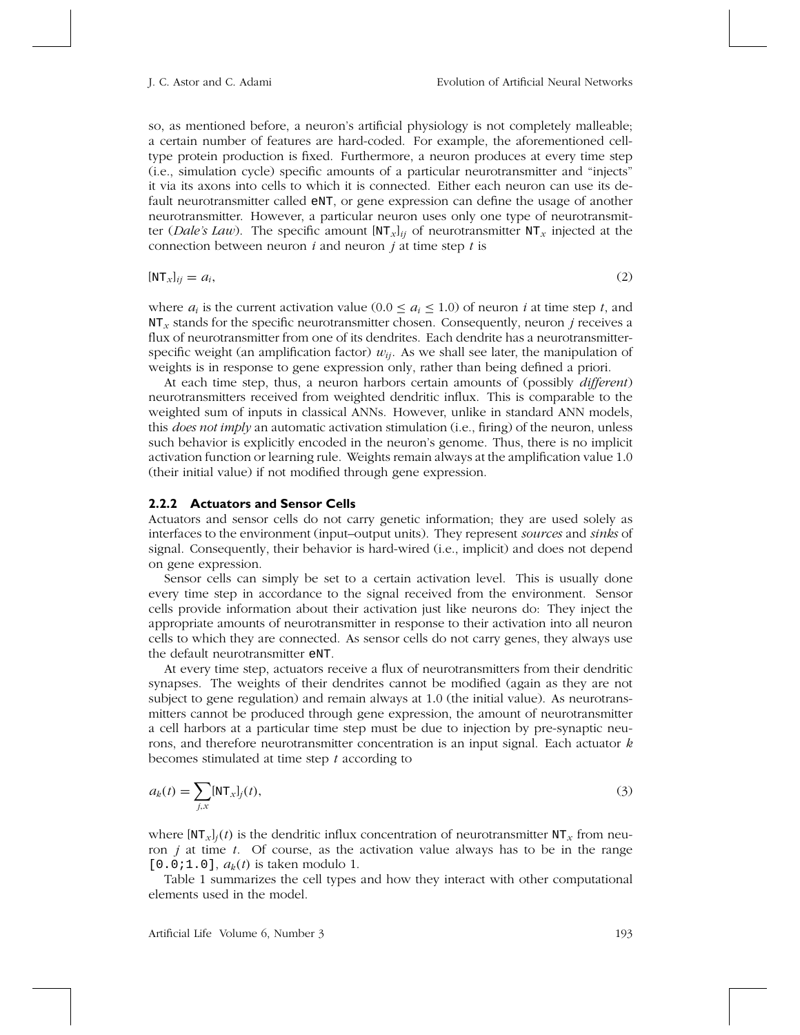so, as mentioned before, a neuron's artificial physiology is not completely malleable; a certain number of features are hard-coded. For example, the aforementioned cell-type protein production is fixed. Furthermore, a neuron produces at every time step (i.e., simulation cycle) specific amounts of a particular neurotransmitter and "injects" it via its axons into cells to which it is connected. Either each neuron can use its default neurotransmitter called `eNT`, or gene expression can define the usage of another neurotransmitter. However, a particular neuron uses only one type of neurotransmitter (*Dale's Law*). The specific amount $[\mathtt{NT}_x]_{ij}$ of neurotransmitter $\mathtt{NT}_x$ injected at the connection between neuron $i$ and neuron $j$ at time step $t$ is

$$[\mathtt{NT}_x]_{ij} = a_i, \tag{2}$$

where $a_i$ is the current activation value ($0.0 \leq a_i \leq 1.0$) of neuron $i$ at time step $t$, and $\mathtt{NT}_x$ stands for the specific neurotransmitter chosen. Consequently, neuron $j$ receives a flux of neurotransmitter from one of its dendrites. Each dendrite has a neurotransmitter-specific weight (an amplification factor) $w_{ij}$. As we shall see later, the manipulation of weights is in response to gene expression only, rather than being defined a priori.

At each time step, thus, a neuron harbors certain amounts of (possibly *different*) neurotransmitters received from weighted dendritic influx. This is comparable to the weighted sum of inputs in classical ANNs. However, unlike in standard ANN models, this *does not imply* an automatic activation stimulation (i.e., firing) of the neuron, unless such behavior is explicitly encoded in the neuron's genome. Thus, there is no implicit activation function or learning rule. Weights remain always at the amplification value 1.0 (their initial value) if not modified through gene expression.

### 2.2.2 Actuators and Sensor Cells

Actuators and sensor cells do not carry genetic information; they are used solely as interfaces to the environment (input–output units). They represent *sources* and *sinks* of signal. Consequently, their behavior is hard-wired (i.e., implicit) and does not depend on gene expression.

Sensor cells can simply be set to a certain activation level. This is usually done every time step in accordance to the signal received from the environment. Sensor cells provide information about their activation just like neurons do: They inject the appropriate amounts of neurotransmitter in response to their activation into all neuron cells to which they are connected. As sensor cells do not carry genes, they always use the default neurotransmitter `eNT`.

At every time step, actuators receive a flux of neurotransmitters from their dendritic synapses. The weights of their dendrites cannot be modified (again as they are not subject to gene regulation) and remain always at 1.0 (the initial value). As neurotransmitters cannot be produced through gene expression, the amount of neurotransmitter a cell harbors at a particular time step must be due to injection by pre-synaptic neurons, and therefore neurotransmitter concentration is an input signal. Each actuator $k$ becomes stimulated at time step $t$ according to

$$a_k(t) = \sum_{j,x} [\mathtt{NT}_x]_j(t), \tag{3}$$

where $[\mathtt{NT}_x]_j(t)$ is the dendritic influx concentration of neurotransmitter $\mathtt{NT}_x$ from neuron $j$ at time $t$. Of course, as the activation value always has to be in the range `[0.0;1.0]`, $a_k(t)$ is taken modulo 1.

Table 1 summarizes the cell types and how they interact with other computational elements used in the model.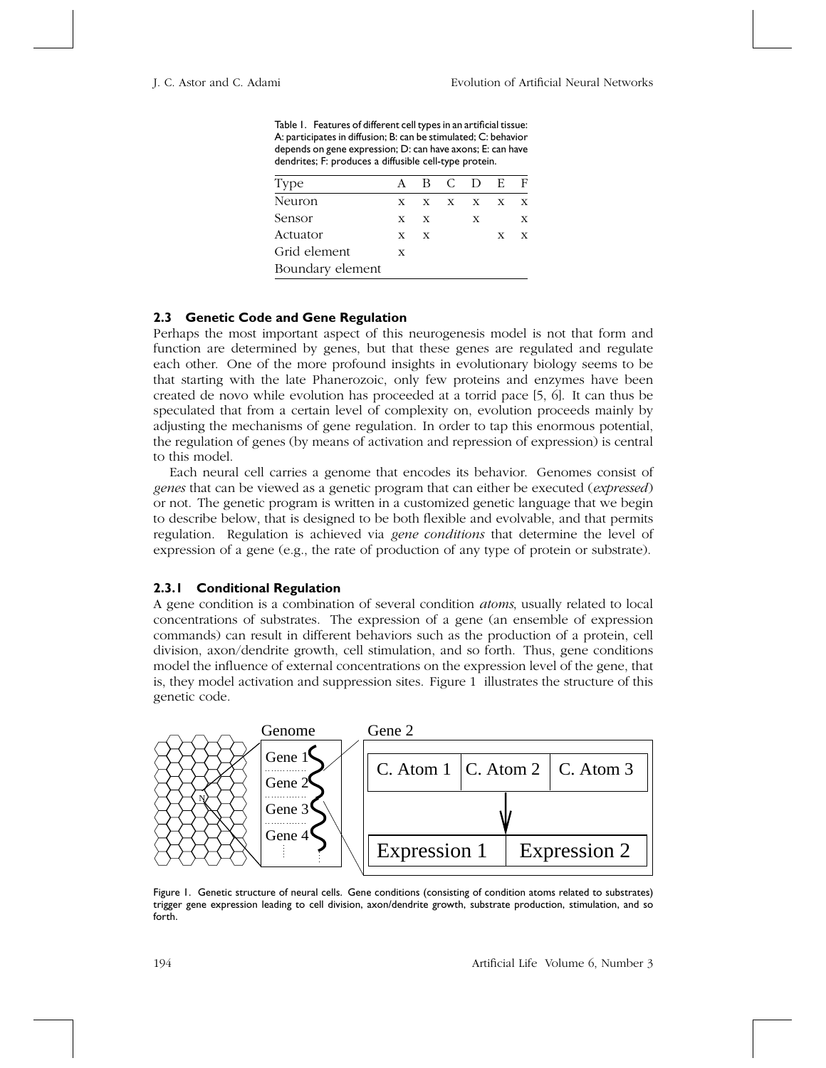Table 1. Features of different cell types in an artificial tissue: A: participates in diffusion; B: can be stimulated; C: behavior depends on gene expression; D: can have axons; E: can have dendrites; F: produces a diffusible cell-type protein.

| Type | A | B | C | D | E | F |
|---|---|---|---|---|---|---|
| Neuron | x | x | x | x | x | x |
| Sensor | x | x | | x | | x |
| Actuator | x | x | | | x | x |
| Grid element | x | | | | | |
| Boundary element | | | | | | |

### 2.3 Genetic Code and Gene Regulation

Perhaps the most important aspect of this neurogenesis model is not that form and function are determined by genes, but that these genes are regulated and regulate each other. One of the more profound insights in evolutionary biology seems to be that starting with the late Phanerozoic, only few proteins and enzymes have been created de novo while evolution has proceeded at a torrid pace [5, 6]. It can thus be speculated that from a certain level of complexity on, evolution proceeds mainly by adjusting the mechanisms of gene regulation. In order to tap this enormous potential, the regulation of genes (by means of activation and repression of expression) is central to this model.

Each neural cell carries a genome that encodes its behavior. Genomes consist of *genes* that can be viewed as a genetic program that can either be executed (*expressed*) or not. The genetic program is written in a customized genetic language that we begin to describe below, that is designed to be both flexible and evolvable, and that permits regulation. Regulation is achieved via *gene conditions* that determine the level of expression of a gene (e.g., the rate of production of any type of protein or substrate).

#### 2.3.1 Conditional Regulation

A gene condition is a combination of several condition *atoms*, usually related to local concentrations of substrates. The expression of a gene (an ensemble of expression commands) can result in different behaviors such as the production of a protein, cell division, axon/dendrite growth, cell stimulation, and so forth. Thus, gene conditions model the influence of external concentrations on the expression level of the gene, that is, they model activation and suppression sites. Figure 1 illustrates the structure of this genetic code.

Figure 1. Genetic structure of neural cells. Gene conditions (consisting of condition atoms related to substrates) trigger gene expression leading to cell division, axon/dendrite growth, substrate production, stimulation, and so forth.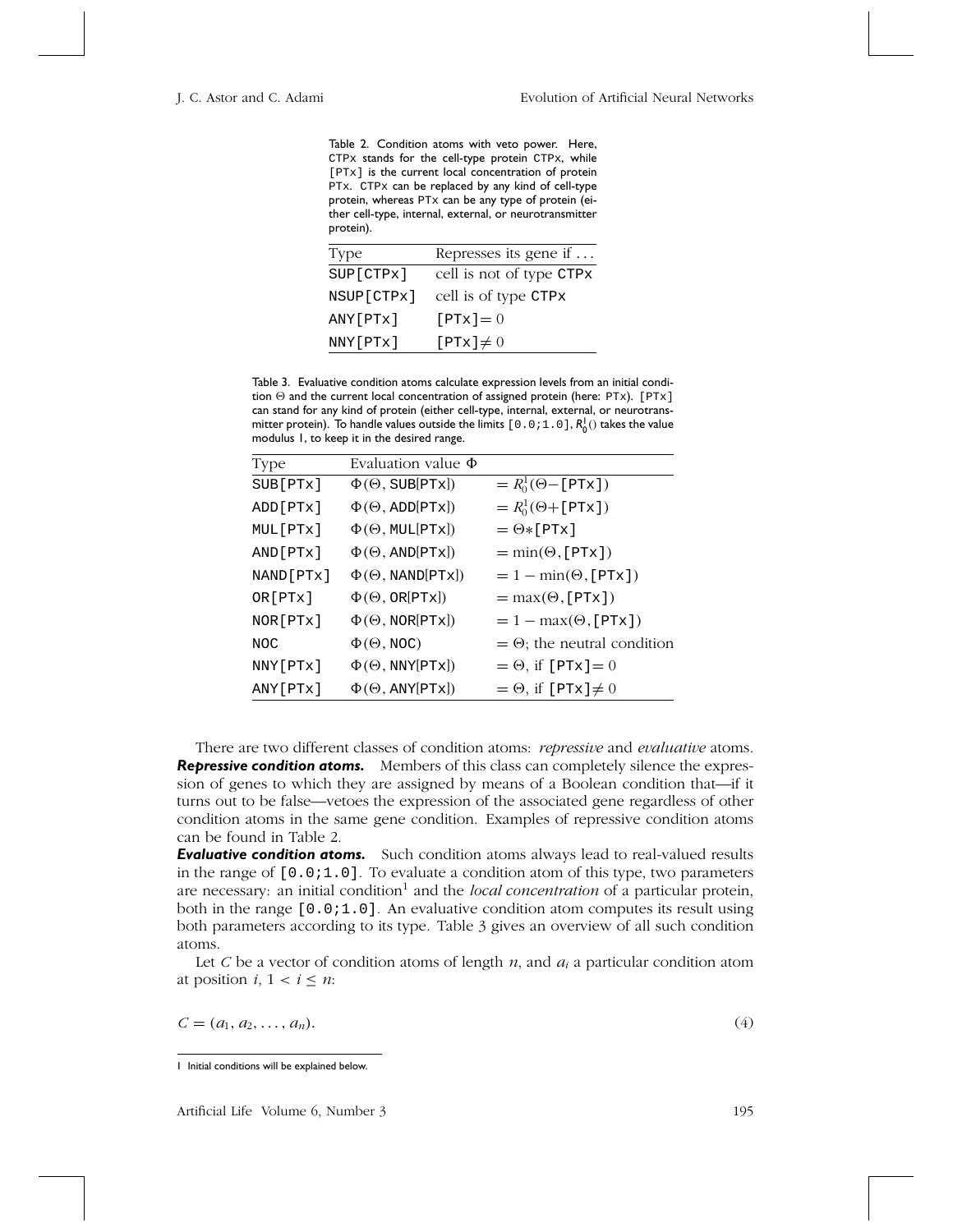Table 2. Condition atoms with veto power. Here, CTPx stands for the cell-type protein CTPx, while [PTx] is the current local concentration of protein PTx. CTPx can be replaced by any kind of cell-type protein, whereas PTx can be any type of protein (either cell-type, internal, external, or neurotransmitter protein).

| Type | Represses its gene if ... |
|---|---|
| SUP[CTPx] | cell is not of type CTPx |
| NSUP[CTPx] | cell is of type CTPx |
| ANY[PTx] | [PTx] $= 0$ |
| NNY[PTx] | [PTx] $\neq 0$ |

Table 3. Evaluative condition atoms calculate expression levels from an initial condition $\Theta$ and the current local concentration of assigned protein (here: PTx). [PTx] can stand for any kind of protein (either cell-type, internal, external, or neurotransmitter protein). To handle values outside the limits [0.0;1.0], $R_0^1()$ takes the value modulus 1, to keep it in the desired range.

| Type | Evaluation value $\Phi$ | |
|---|---|---|
| SUB[PTx] | $\Phi(\Theta,$ SUB[PTx]$)$ | $= R_0^1(\Theta -$ [PTx]$)$ |
| ADD[PTx] | $\Phi(\Theta,$ ADD[PTx]$)$ | $= R_0^1(\Theta +$ [PTx]$)$ |
| MUL[PTx] | $\Phi(\Theta,$ MUL[PTx]$)$ | $= \Theta *$ [PTx] |
| AND[PTx] | $\Phi(\Theta,$ AND[PTx]$)$ | $= \min(\Theta,$ [PTx]$)$ |
| NAND[PTx] | $\Phi(\Theta,$ NAND[PTx]$)$ | $= 1 - \min(\Theta,$ [PTx]$)$ |
| OR[PTx] | $\Phi(\Theta,$ OR[PTx]$)$ | $= \max(\Theta,$ [PTx]$)$ |
| NOR[PTx] | $\Phi(\Theta,$ NOR[PTx]$)$ | $= 1 - \max(\Theta,$ [PTx]$)$ |
| NOC | $\Phi(\Theta,$ NOC$)$ | $= \Theta$; the neutral condition |
| NNY[PTx] | $\Phi(\Theta,$ NNY[PTx]$)$ | $= \Theta$, if [PTx] $= 0$ |
| ANY[PTx] | $\Phi(\Theta,$ ANY[PTx]$)$ | $= \Theta$, if [PTx] $\neq 0$ |

There are two different classes of condition atoms: *repressive* and *evaluative* atoms.

***Repressive condition atoms.*** Members of this class can completely silence the expression of genes to which they are assigned by means of a Boolean condition that—if it turns out to be false—vetoes the expression of the associated gene regardless of other condition atoms in the same gene condition. Examples of repressive condition atoms can be found in Table 2.

***Evaluative condition atoms.*** Such condition atoms always lead to real-valued results in the range of [0.0;1.0]. To evaluate a condition atom of this type, two parameters are necessary: an initial condition[1] and the *local concentration* of a particular protein, both in the range [0.0;1.0]. An evaluative condition atom computes its result using both parameters according to its type. Table 3 gives an overview of all such condition atoms.

Let $C$ be a vector of condition atoms of length $n$, and $a_i$ a particular condition atom at position $i$, $1 < i \leq n$:

$$C = (a_1, a_2, \ldots, a_n). \tag{4}$$

1 Initial conditions will be explained below.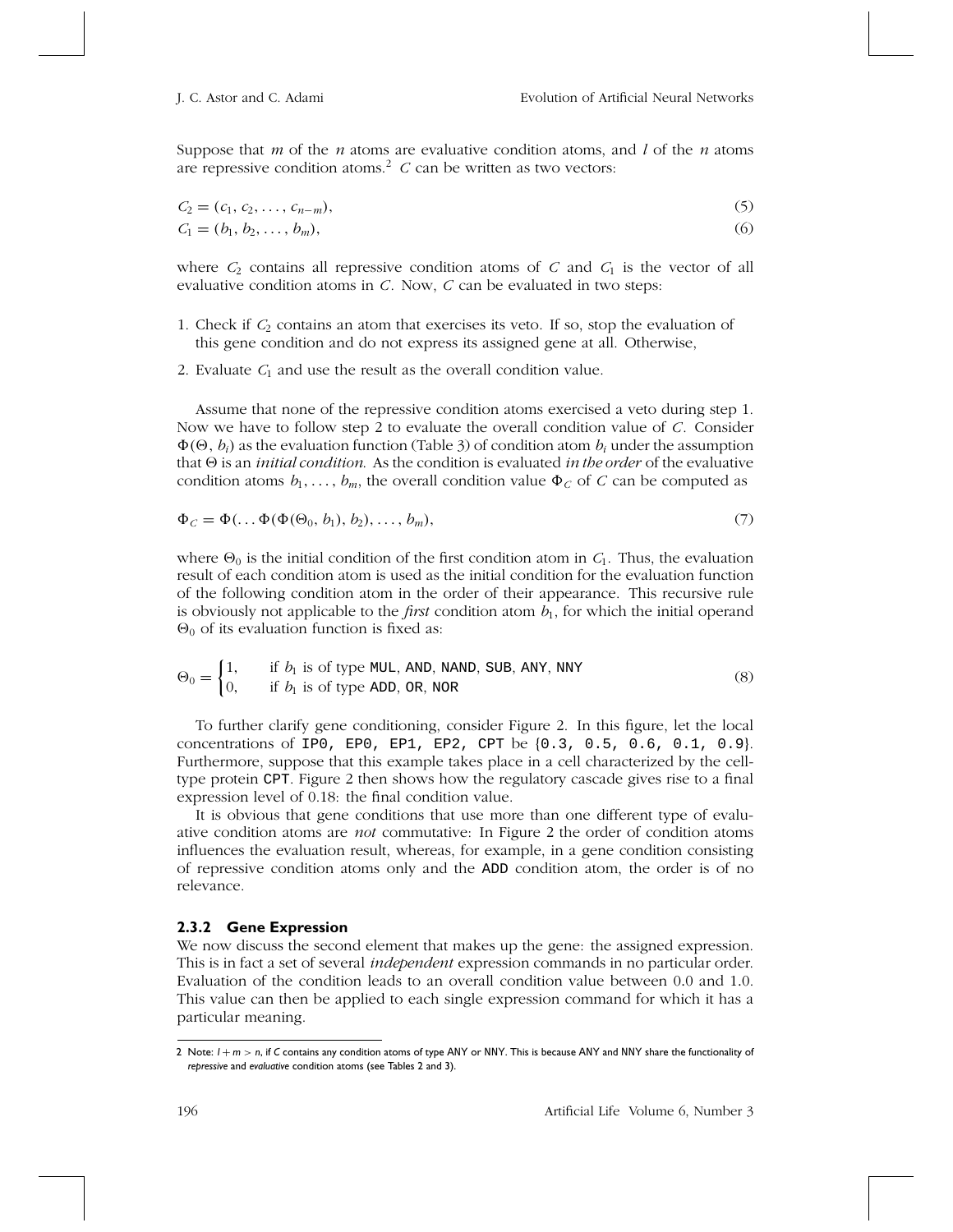Suppose that $m$ of the $n$ atoms are evaluative condition atoms, and $l$ of the $n$ atoms are repressive condition atoms.[2] $C$ can be written as two vectors:

$$C_2 = (c_1, c_2, \ldots, c_{n-m}), \tag{5}$$

$$C_1 = (b_1, b_2, \ldots, b_m), \tag{6}$$

where $C_2$ contains all repressive condition atoms of $C$ and $C_1$ is the vector of all evaluative condition atoms in $C$. Now, $C$ can be evaluated in two steps:

1. Check if $C_2$ contains an atom that exercises its veto. If so, stop the evaluation of this gene condition and do not express its assigned gene at all. Otherwise,
2. Evaluate $C_1$ and use the result as the overall condition value.

Assume that none of the repressive condition atoms exercised a veto during step 1. Now we have to follow step 2 to evaluate the overall condition value of $C$. Consider $\Phi(\Theta, b_i)$ as the evaluation function (Table 3) of condition atom $b_i$ under the assumption that $\Theta$ is an *initial condition.* As the condition is evaluated *in the order* of the evaluative condition atoms $b_1, \ldots, b_m$, the overall condition value $\Phi_C$ of $C$ can be computed as

$$\Phi_C = \Phi(\ldots \Phi(\Phi(\Theta_0, b_1), b_2), \ldots, b_m), \tag{7}$$

where $\Theta_0$ is the initial condition of the first condition atom in $C_1$. Thus, the evaluation result of each condition atom is used as the initial condition for the evaluation function of the following condition atom in the order of their appearance. This recursive rule is obviously not applicable to the *first* condition atom $b_1$, for which the initial operand $\Theta_0$ of its evaluation function is fixed as:

$$\Theta_0 = \begin{cases} 1, & \text{if } b_1 \text{ is of type } \texttt{MUL}, \texttt{AND}, \texttt{NAND}, \texttt{SUB}, \texttt{ANY}, \texttt{NNY} \\ 0, & \text{if } b_1 \text{ is of type } \texttt{ADD}, \texttt{OR}, \texttt{NOR} \end{cases} \tag{8}$$

To further clarify gene conditioning, consider Figure 2. In this figure, let the local concentrations of `IP0, EP0, EP1, EP2, CPT` be {`0.3, 0.5, 0.6, 0.1, 0.9`}. Furthermore, suppose that this example takes place in a cell characterized by the cell-type protein `CPT`. Figure 2 then shows how the regulatory cascade gives rise to a final expression level of 0.18: the final condition value.

It is obvious that gene conditions that use more than one different type of evaluative condition atoms are *not* commutative: In Figure 2 the order of condition atoms influences the evaluation result, whereas, for example, in a gene condition consisting of repressive condition atoms only and the `ADD` condition atom, the order is of no relevance.

### 2.3.2 Gene Expression

We now discuss the second element that makes up the gene: the assigned expression. This is in fact a set of several *independent* expression commands in no particular order. Evaluation of the condition leads to an overall condition value between 0.0 and 1.0. This value can then be applied to each single expression command for which it has a particular meaning.

---

[2] Note: $l + m > n$, if $C$ contains any condition atoms of type ANY or NNY. This is because ANY and NNY share the functionality of *repressive* and *evaluative* condition atoms (see Tables 2 and 3).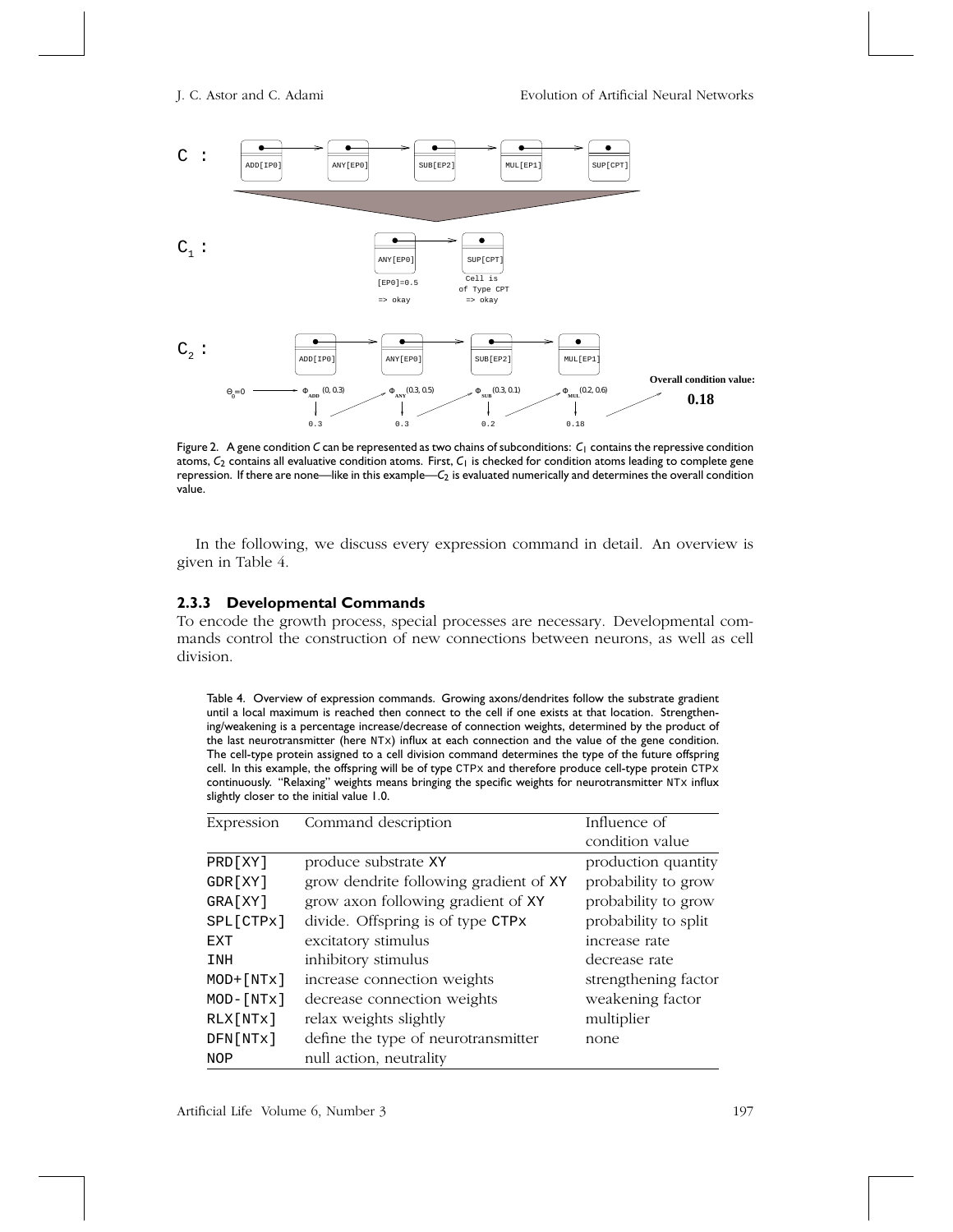Figure 2. A gene condition $C$ can be represented as two chains of subconditions: $C_1$ contains the repressive condition atoms, $C_2$ contains all evaluative condition atoms. First, $C_1$ is checked for condition atoms leading to complete gene repression. If there are none—like in this example—$C_2$ is evaluated numerically and determines the overall condition value.

In the following, we discuss every expression command in detail. An overview is given in Table 4.

### 2.3.3 Developmental Commands

To encode the growth process, special processes are necessary. Developmental commands control the construction of new connections between neurons, as well as cell division.

Table 4. Overview of expression commands. Growing axons/dendrites follow the substrate gradient until a local maximum is reached then connect to the cell if one exists at that location. Strengthening/weakening is a percentage increase/decrease of connection weights, determined by the product of the last neurotransmitter (here NTx) influx at each connection and the value of the gene condition. The cell-type protein assigned to a cell division command determines the type of the future offspring cell. In this example, the offspring will be of type CTPx and therefore produce cell-type protein CTPx continuously. "Relaxing" weights means bringing the specific weights for neurotransmitter NTx influx slightly closer to the initial value 1.0.

| Expression | Command description | Influence of condition value |
|---|---|---|
| PRD[XY] | produce substrate XY | production quantity |
| GDR[XY] | grow dendrite following gradient of XY | probability to grow |
| GRA[XY] | grow axon following gradient of XY | probability to grow |
| SPL[CTPx] | divide. Offspring is of type CTPx | probability to split |
| EXT | excitatory stimulus | increase rate |
| INH | inhibitory stimulus | decrease rate |
| MOD+[NTx] | increase connection weights | strengthening factor |
| MOD-[NTx] | decrease connection weights | weakening factor |
| RLX[NTx] | relax weights slightly | multiplier |
| DFN[NTx] | define the type of neurotransmitter | none |
| NOP | null action, neutrality | |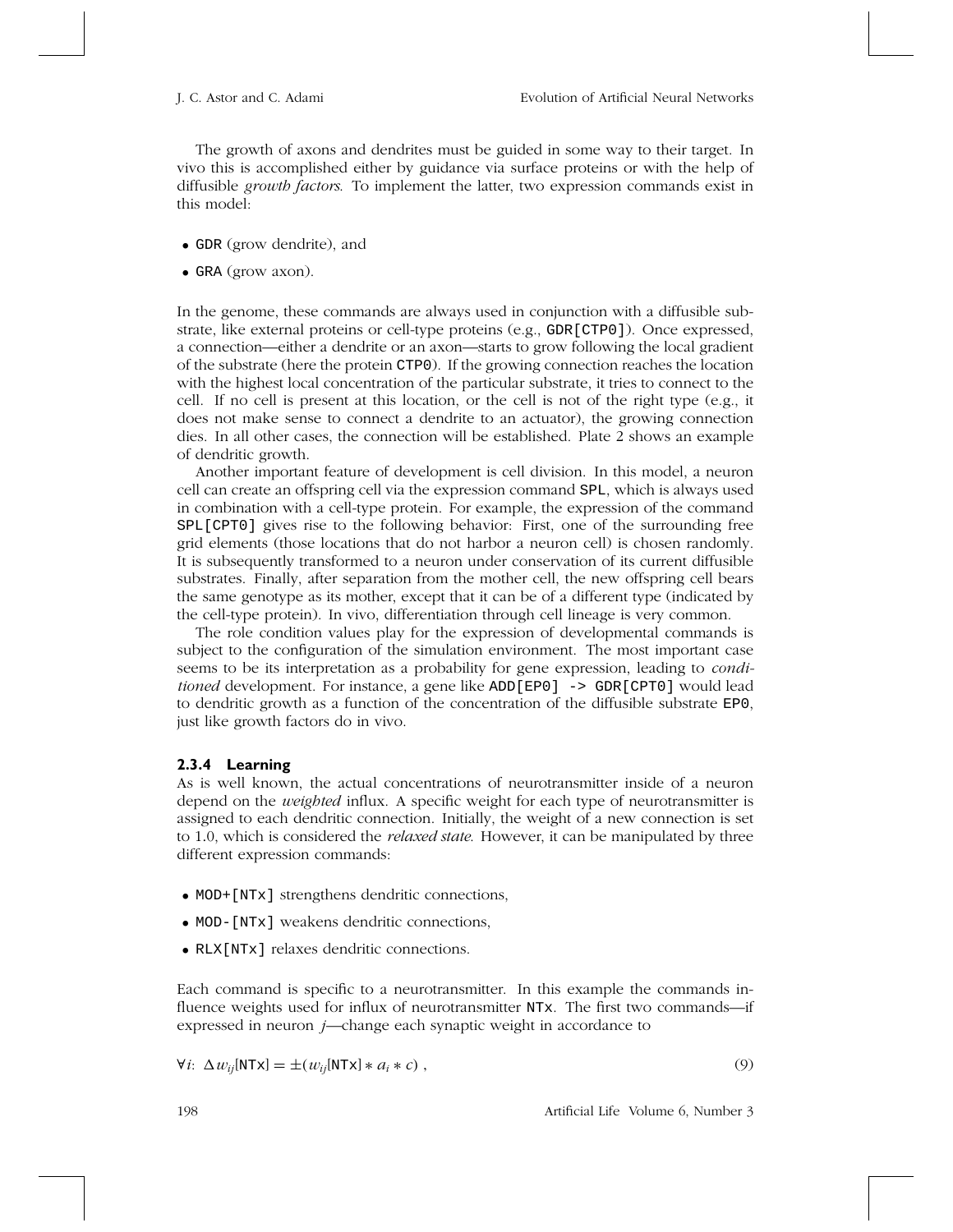The growth of axons and dendrites must be guided in some way to their target. In vivo this is accomplished either by guidance via surface proteins or with the help of diffusible *growth factors*. To implement the latter, two expression commands exist in this model:

- `GDR` (grow dendrite), and
- `GRA` (grow axon).

In the genome, these commands are always used in conjunction with a diffusible substrate, like external proteins or cell-type proteins (e.g., `GDR[CTP0]`). Once expressed, a connection—either a dendrite or an axon—starts to grow following the local gradient of the substrate (here the protein `CTP0`). If the growing connection reaches the location with the highest local concentration of the particular substrate, it tries to connect to the cell. If no cell is present at this location, or the cell is not of the right type (e.g., it does not make sense to connect a dendrite to an actuator), the growing connection dies. In all other cases, the connection will be established. Plate 2 shows an example of dendritic growth.

Another important feature of development is cell division. In this model, a neuron cell can create an offspring cell via the expression command `SPL`, which is always used in combination with a cell-type protein. For example, the expression of the command `SPL[CPT0]` gives rise to the following behavior: First, one of the surrounding free grid elements (those locations that do not harbor a neuron cell) is chosen randomly. It is subsequently transformed to a neuron under conservation of its current diffusible substrates. Finally, after separation from the mother cell, the new offspring cell bears the same genotype as its mother, except that it can be of a different type (indicated by the cell-type protein). In vivo, differentiation through cell lineage is very common.

The role condition values play for the expression of developmental commands is subject to the configuration of the simulation environment. The most important case seems to be its interpretation as a probability for gene expression, leading to *conditioned* development. For instance, a gene like `ADD[EP0] -> GDR[CPT0]` would lead to dendritic growth as a function of the concentration of the diffusible substrate `EP0`, just like growth factors do in vivo.

### 2.3.4 Learning

As is well known, the actual concentrations of neurotransmitter inside of a neuron depend on the *weighted* influx. A specific weight for each type of neurotransmitter is assigned to each dendritic connection. Initially, the weight of a new connection is set to 1.0, which is considered the *relaxed state*. However, it can be manipulated by three different expression commands:

- `MOD+[NTx]` strengthens dendritic connections,
- `MOD-[NTx]` weakens dendritic connections,
- `RLX[NTx]` relaxes dendritic connections.

Each command is specific to a neurotransmitter. In this example the commands influence weights used for influx of neurotransmitter `NTx`. The first two commands—if expressed in neuron $j$—change each synaptic weight in accordance to

$$\forall i\colon\ \Delta w_{ij}[\mathtt{NTx}] = \pm(w_{ij}[\mathtt{NTx}] * a_i * c)\ , \tag{9}$$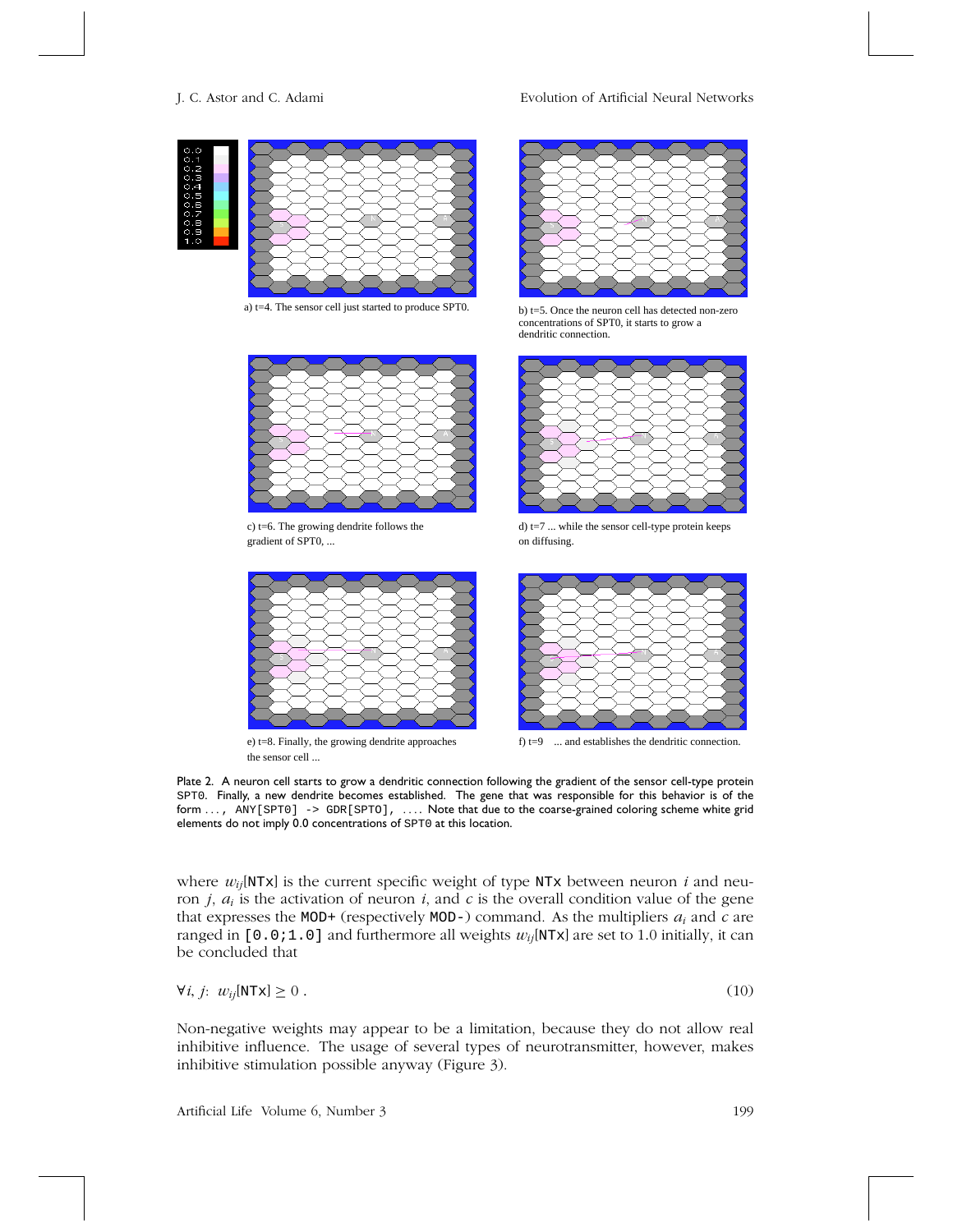a) t=4. The sensor cell just started to produce SPT0.

b) t=5. Once the neuron cell has detected non-zero concentrations of SPT0, it starts to grow a dendritic connection.

c) t=6. The growing dendrite follows the gradient of SPT0, ...

d) t=7 ... while the sensor cell-type protein keeps on diffusing.

e) t=8. Finally, the growing dendrite approaches the sensor cell ...

f) t=9 ... and establishes the dendritic connection.

Plate 2. A neuron cell starts to grow a dendritic connection following the gradient of the sensor cell-type protein SPT0. Finally, a new dendrite becomes established. The gene that was responsible for this behavior is of the form ..., ANY[SPT0] -> GDR[SPT0], .... Note that due to the coarse-grained coloring scheme white grid elements do not imply 0.0 concentrations of SPT0 at this location.

where $w_{ij}$[NTx] is the current specific weight of type NTx between neuron $i$ and neuron $j$, $a_i$ is the activation of neuron $i$, and $c$ is the overall condition value of the gene that expresses the MOD+ (respectively MOD-) command. As the multipliers $a_i$ and $c$ are ranged in [0.0;1.0] and furthermore all weights $w_{ij}$[NTx] are set to 1.0 initially, it can be concluded that

$$\forall i, j\colon\ w_{ij}[\mathtt{NTx}] \geq 0\,. \tag{10}$$

Non-negative weights may appear to be a limitation, because they do not allow real inhibitive influence. The usage of several types of neurotransmitter, however, makes inhibitive stimulation possible anyway (Figure 3).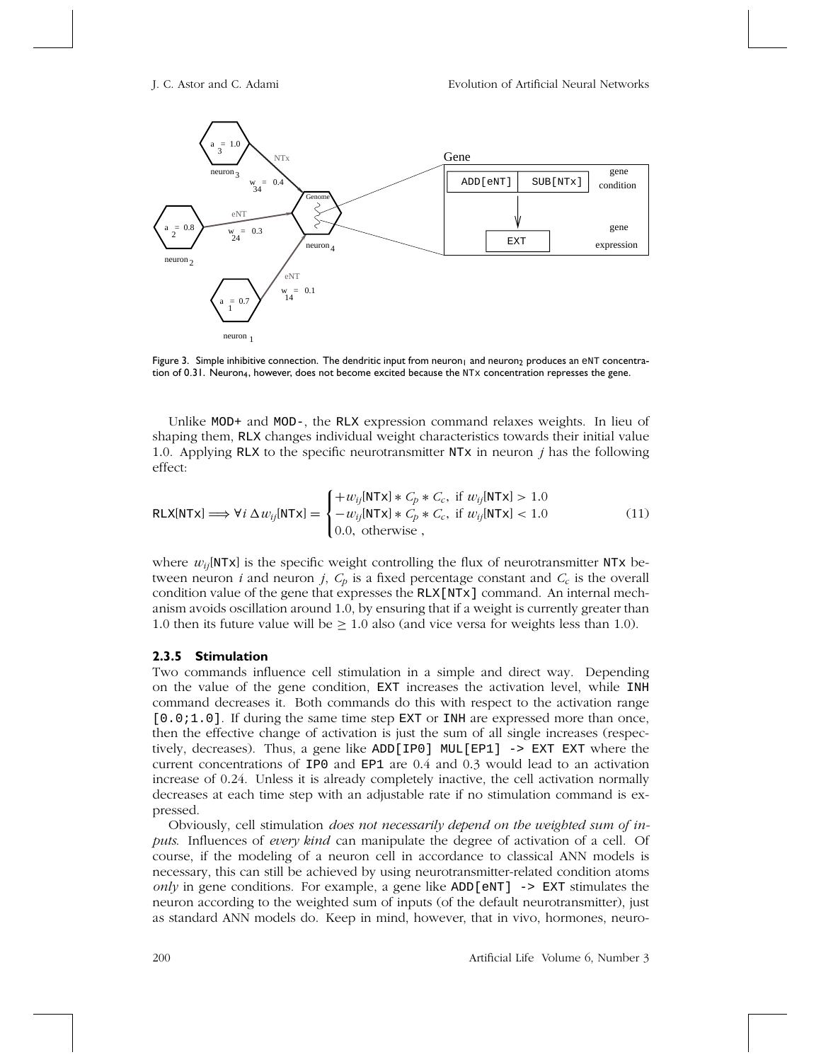Figure 3. Simple inhibitive connection. The dendritic input from $\text{neuron}_1$ and $\text{neuron}_2$ produces an eNT concentration of 0.31. $\text{Neuron}_4$, however, does not become excited because the NTx concentration represses the gene.

Unlike MOD+ and MOD-, the RLX expression command relaxes weights. In lieu of shaping them, RLX changes individual weight characteristics towards their initial value 1.0. Applying RLX to the specific neurotransmitter NTx in neuron $j$ has the following effect:

$$\text{RLX[NTx]} \Longrightarrow \forall i \; \Delta w_{ij}[\text{NTx}] = \begin{cases} +w_{ij}[\text{NTx}] * C_p * C_c, & \text{if } w_{ij}[\text{NTx}] > 1.0 \\ -w_{ij}[\text{NTx}] * C_p * C_c, & \text{if } w_{ij}[\text{NTx}] < 1.0 \\ 0.0, & \text{otherwise} \end{cases} \tag{11}$$

where $w_{ij}$[NTx] is the specific weight controlling the flux of neurotransmitter NTx between neuron $i$ and neuron $j$, $C_p$ is a fixed percentage constant and $C_c$ is the overall condition value of the gene that expresses the RLX[NTx] command. An internal mechanism avoids oscillation around 1.0, by ensuring that if a weight is currently greater than 1.0 then its future value will be $\geq 1.0$ also (and vice versa for weights less than 1.0).

### 2.3.5 Stimulation

Two commands influence cell stimulation in a simple and direct way. Depending on the value of the gene condition, EXT increases the activation level, while INH command decreases it. Both commands do this with respect to the activation range [0.0;1.0]. If during the same time step EXT or INH are expressed more than once, then the effective change of activation is just the sum of all single increases (respectively, decreases). Thus, a gene like ADD[IP0] MUL[EP1] -> EXT EXT where the current concentrations of IP0 and EP1 are 0.4 and 0.3 would lead to an activation increase of 0.24. Unless it is already completely inactive, the cell activation normally decreases at each time step with an adjustable rate if no stimulation command is expressed.

Obviously, cell stimulation *does not necessarily depend on the weighted sum of inputs*. Influences of *every kind* can manipulate the degree of activation of a cell. Of course, if the modeling of a neuron cell in accordance to classical ANN models is necessary, this can still be achieved by using neurotransmitter-related condition atoms *only* in gene conditions. For example, a gene like ADD[eNT] -> EXT stimulates the neuron according to the weighted sum of inputs (of the default neurotransmitter), just as standard ANN models do. Keep in mind, however, that in vivo, hormones, neuro-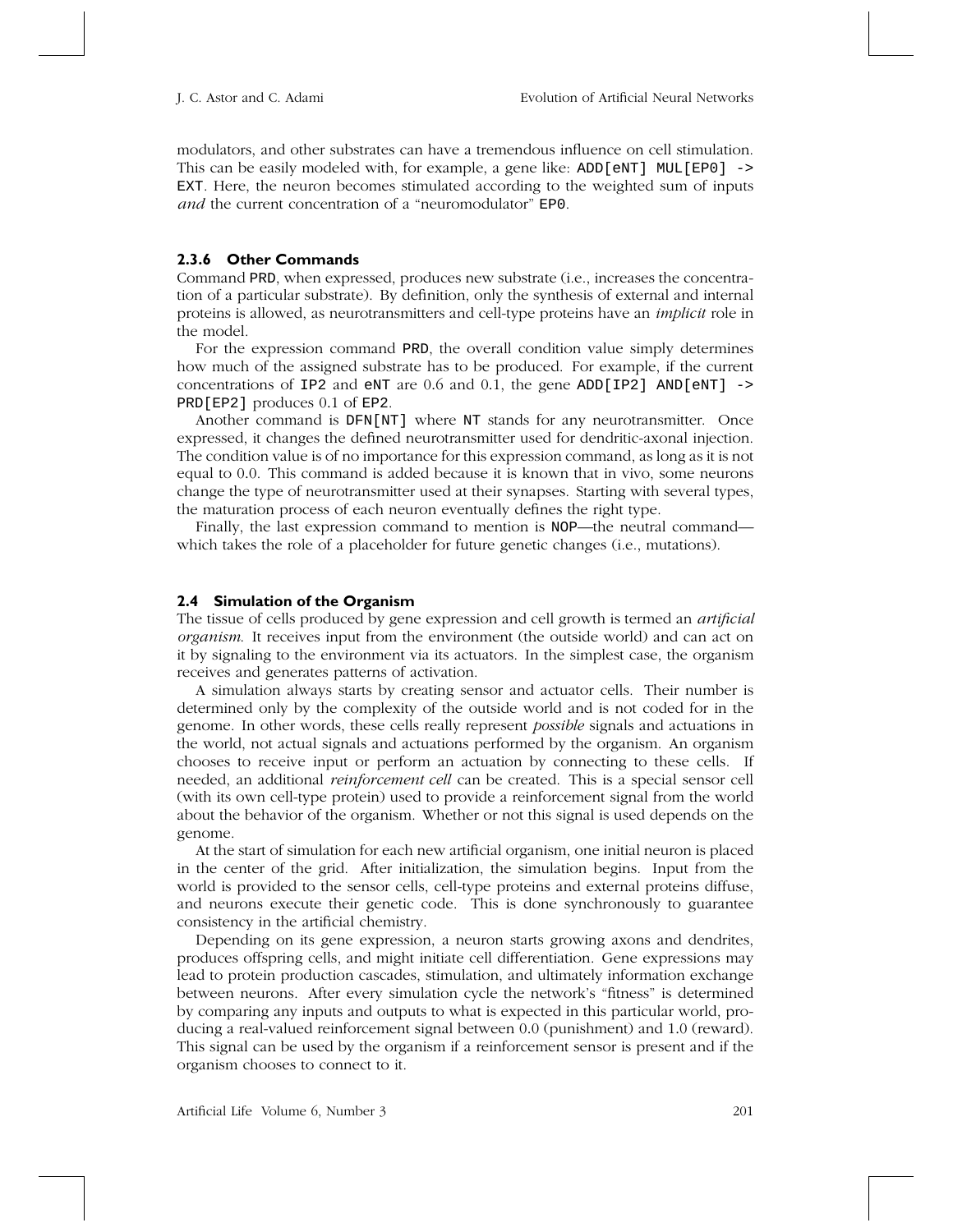modulators, and other substrates can have a tremendous influence on cell stimulation. This can be easily modeled with, for example, a gene like: `ADD[eNT] MUL[EP0] -> EXT`. Here, the neuron becomes stimulated according to the weighted sum of inputs *and* the current concentration of a "neuromodulator" `EP0`.

#### 2.3.6 Other Commands

Command `PRD`, when expressed, produces new substrate (i.e., increases the concentration of a particular substrate). By definition, only the synthesis of external and internal proteins is allowed, as neurotransmitters and cell-type proteins have an *implicit* role in the model.

For the expression command `PRD`, the overall condition value simply determines how much of the assigned substrate has to be produced. For example, if the current concentrations of `IP2` and `eNT` are 0.6 and 0.1, the gene `ADD[IP2] AND[eNT] -> PRD[EP2]` produces 0.1 of `EP2`.

Another command is `DFN[NT]` where `NT` stands for any neurotransmitter. Once expressed, it changes the defined neurotransmitter used for dendritic-axonal injection. The condition value is of no importance for this expression command, as long as it is not equal to 0.0. This command is added because it is known that in vivo, some neurons change the type of neurotransmitter used at their synapses. Starting with several types, the maturation process of each neuron eventually defines the right type.

Finally, the last expression command to mention is `NOP`—the neutral command—which takes the role of a placeholder for future genetic changes (i.e., mutations).

### 2.4 Simulation of the Organism

The tissue of cells produced by gene expression and cell growth is termed an *artificial organism*. It receives input from the environment (the outside world) and can act on it by signaling to the environment via its actuators. In the simplest case, the organism receives and generates patterns of activation.

A simulation always starts by creating sensor and actuator cells. Their number is determined only by the complexity of the outside world and is not coded for in the genome. In other words, these cells really represent *possible* signals and actuations in the world, not actual signals and actuations performed by the organism. An organism chooses to receive input or perform an actuation by connecting to these cells. If needed, an additional *reinforcement cell* can be created. This is a special sensor cell (with its own cell-type protein) used to provide a reinforcement signal from the world about the behavior of the organism. Whether or not this signal is used depends on the genome.

At the start of simulation for each new artificial organism, one initial neuron is placed in the center of the grid. After initialization, the simulation begins. Input from the world is provided to the sensor cells, cell-type proteins and external proteins diffuse, and neurons execute their genetic code. This is done synchronously to guarantee consistency in the artificial chemistry.

Depending on its gene expression, a neuron starts growing axons and dendrites, produces offspring cells, and might initiate cell differentiation. Gene expressions may lead to protein production cascades, stimulation, and ultimately information exchange between neurons. After every simulation cycle the network's "fitness" is determined by comparing any inputs and outputs to what is expected in this particular world, producing a real-valued reinforcement signal between 0.0 (punishment) and 1.0 (reward). This signal can be used by the organism if a reinforcement sensor is present and if the organism chooses to connect to it.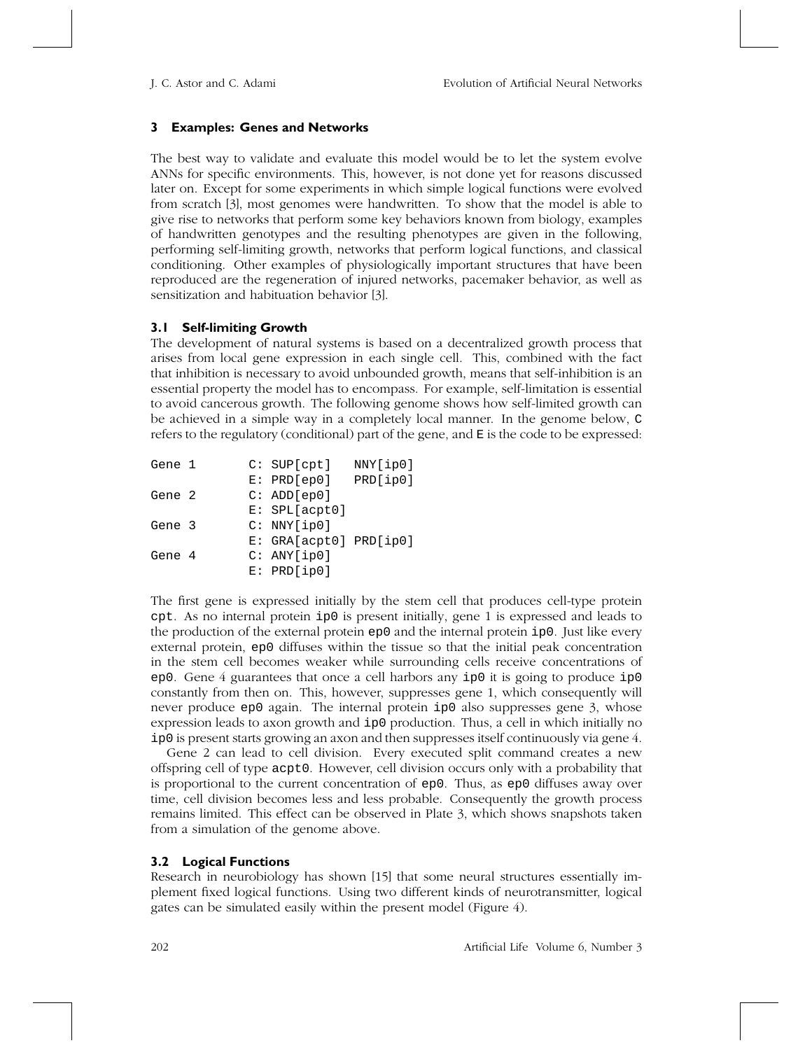## 3 Examples: Genes and Networks

The best way to validate and evaluate this model would be to let the system evolve ANNs for specific environments. This, however, is not done yet for reasons discussed later on. Except for some experiments in which simple logical functions were evolved from scratch [3], most genomes were handwritten. To show that the model is able to give rise to networks that perform some key behaviors known from biology, examples of handwritten genotypes and the resulting phenotypes are given in the following, performing self-limiting growth, networks that perform logical functions, and classical conditioning. Other examples of physiologically important structures that have been reproduced are the regeneration of injured networks, pacemaker behavior, as well as sensitization and habituation behavior [3].

### 3.1 Self-limiting Growth

The development of natural systems is based on a decentralized growth process that arises from local gene expression in each single cell. This, combined with the fact that inhibition is necessary to avoid unbounded growth, means that self-inhibition is an essential property the model has to encompass. For example, self-limitation is essential to avoid cancerous growth. The following genome shows how self-limited growth can be achieved in a simple way in a completely local manner. In the genome below, `C` refers to the regulatory (conditional) part of the gene, and `E` is the code to be expressed:

```
Gene 1        C: SUP[cpt]    NNY[ip0]
              E: PRD[ep0]    PRD[ip0]
Gene 2        C: ADD[ep0]
              E: SPL[acpt0]
Gene 3        C: NNY[ip0]
              E: GRA[acpt0] PRD[ip0]
Gene 4        C: ANY[ip0]
              E: PRD[ip0]
```

The first gene is expressed initially by the stem cell that produces cell-type protein `cpt`. As no internal protein `ip0` is present initially, gene 1 is expressed and leads to the production of the external protein `ep0` and the internal protein `ip0`. Just like every external protein, `ep0` diffuses within the tissue so that the initial peak concentration in the stem cell becomes weaker while surrounding cells receive concentrations of `ep0`. Gene 4 guarantees that once a cell harbors any `ip0` it is going to produce `ip0` constantly from then on. This, however, suppresses gene 1, which consequently will never produce `ep0` again. The internal protein `ip0` also suppresses gene 3, whose expression leads to axon growth and `ip0` production. Thus, a cell in which initially no `ip0` is present starts growing an axon and then suppresses itself continuously via gene 4.

Gene 2 can lead to cell division. Every executed split command creates a new offspring cell of type `acpt0`. However, cell division occurs only with a probability that is proportional to the current concentration of `ep0`. Thus, as `ep0` diffuses away over time, cell division becomes less and less probable. Consequently the growth process remains limited. This effect can be observed in Plate 3, which shows snapshots taken from a simulation of the genome above.

### 3.2 Logical Functions

Research in neurobiology has shown [15] that some neural structures essentially implement fixed logical functions. Using two different kinds of neurotransmitter, logical gates can be simulated easily within the present model (Figure 4).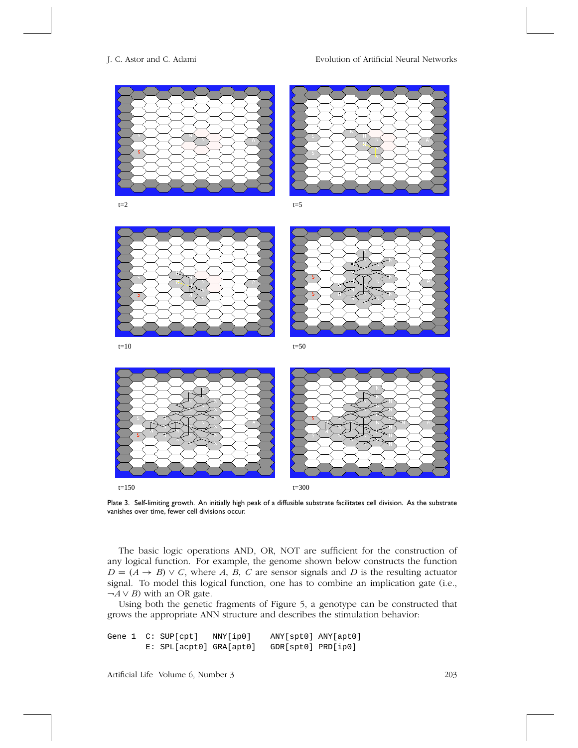t=2

t=5

t=10

t=50

t=150

t=300

Plate 3. Self-limiting growth. An initially high peak of a diffusible substrate facilitates cell division. As the substrate vanishes over time, fewer cell divisions occur.

The basic logic operations AND, OR, NOT are sufficient for the construction of any logical function. For example, the genome shown below constructs the function $D = (A \rightarrow B) \vee C$, where $A$, $B$, $C$ are sensor signals and $D$ is the resulting actuator signal. To model this logical function, one has to combine an implication gate (i.e., $\neg A \vee B$) with an OR gate.

Using both the genetic fragments of Figure 5, a genotype can be constructed that grows the appropriate ANN structure and describes the stimulation behavior:

```
Gene 1  C: SUP[cpt]   NNY[ip0]    ANY[spt0] ANY[apt0]
        E: SPL[acpt0] GRA[apt0]   GDR[spt0] PRD[ip0]
```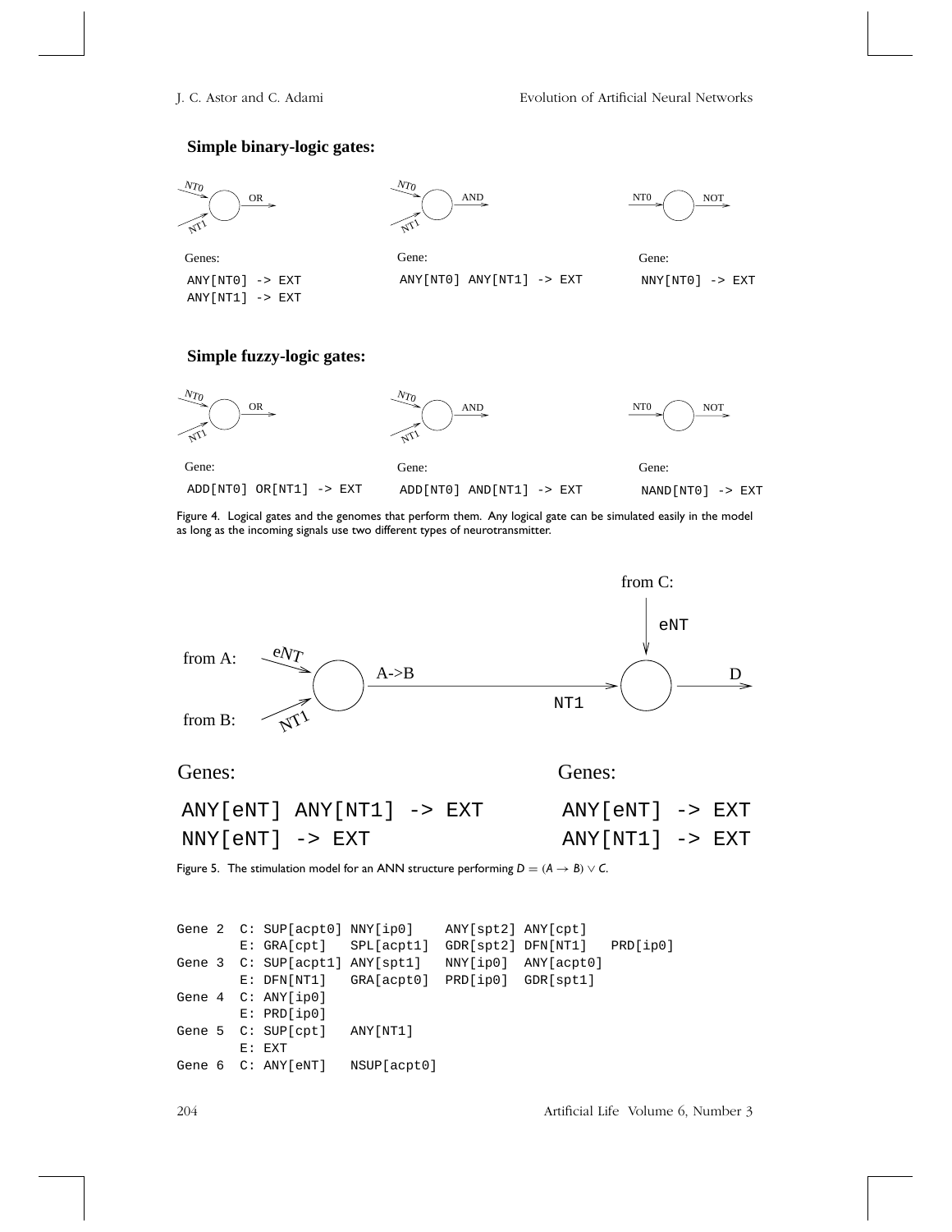**Simple binary-logic gates:**

Genes:

```
ANY[NT0] -> EXT
ANY[NT1] -> EXT
```

Gene:

```
ANY[NT0] ANY[NT1] -> EXT
```

Gene:

```
NNY[NT0] -> EXT
```

**Simple fuzzy-logic gates:**

Gene:

```
ADD[NT0] OR[NT1] -> EXT
```

Gene:

```
ADD[NT0] AND[NT1] -> EXT
```

Gene:

```
NAND[NT0] -> EXT
```

Figure 4. Logical gates and the genomes that perform them. Any logical gate can be simulated easily in the model as long as the incoming signals use two different types of neurotransmitter.

Genes:

```
ANY[eNT] ANY[NT1] -> EXT
NNY[eNT] -> EXT
```

Genes:

```
ANY[eNT] -> EXT
ANY[NT1] -> EXT
```

Figure 5. The stimulation model for an ANN structure performing $D = (A \rightarrow B) \vee C$.

```
Gene 2  C: SUP[acpt0] NNY[ip0]    ANY[spt2] ANY[cpt]
        E: GRA[cpt]   SPL[acpt1]  GDR[spt2] DFN[NT1]   PRD[ip0]
Gene 3  C: SUP[acpt1] ANY[spt1]   NNY[ip0]  ANY[acpt0]
        E: DFN[NT1]   GRA[acpt0]  PRD[ip0]  GDR[spt1]
Gene 4  C: ANY[ip0]
        E: PRD[ip0]
Gene 5  C: SUP[cpt]   ANY[NT1]
        E: EXT
Gene 6  C: ANY[eNT]   NSUP[acpt0]
```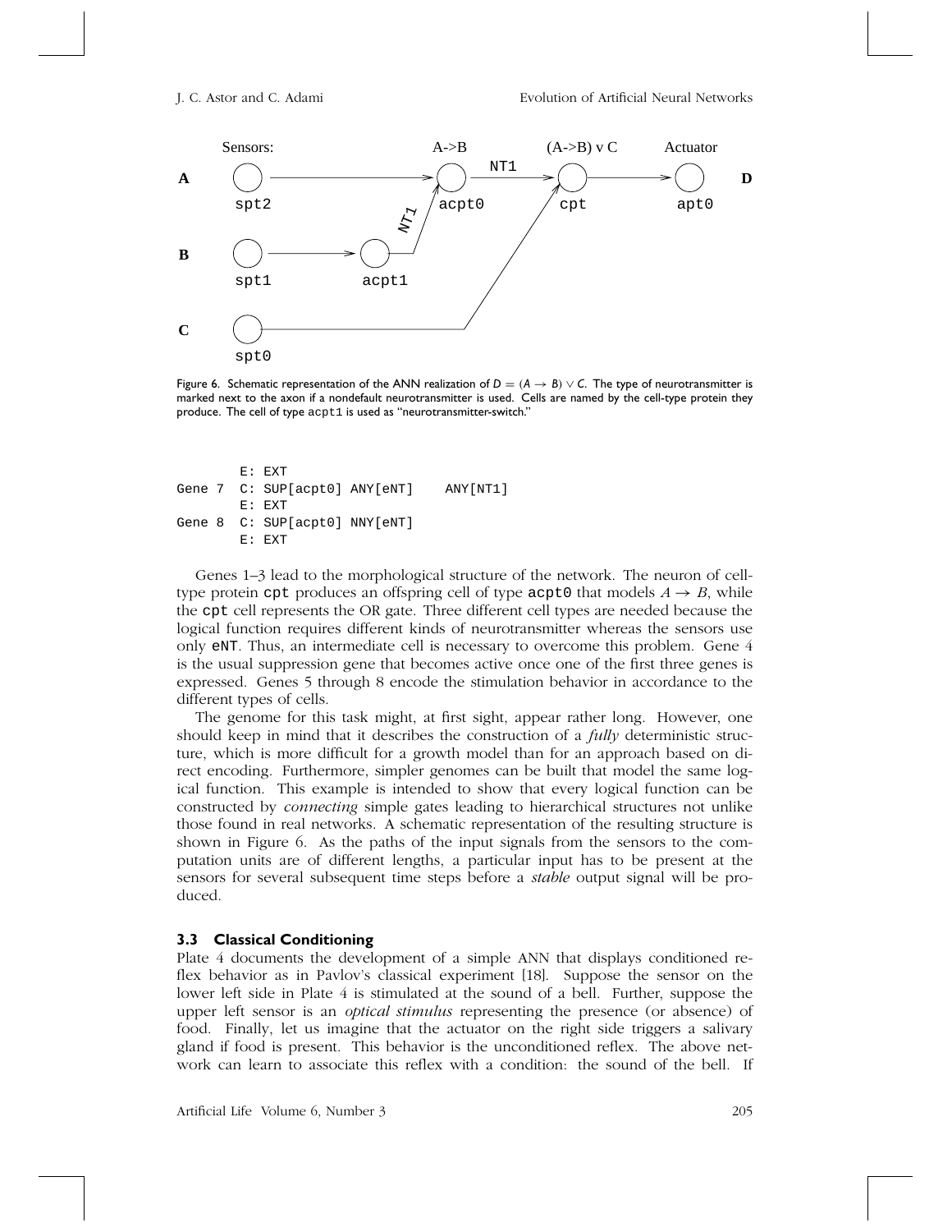Figure 6. Schematic representation of the ANN realization of $D = (A \to B) \vee C$. The type of neurotransmitter is marked next to the axon if a nondefault neurotransmitter is used. Cells are named by the cell-type protein they produce. The cell of type acpt1 is used as "neurotransmitter-switch."

```
        E: EXT
Gene 7  C: SUP[acpt0] ANY[eNT]    ANY[NT1]
        E: EXT
Gene 8  C: SUP[acpt0] NNY[eNT]
        E: EXT
```

Genes 1–3 lead to the morphological structure of the network. The neuron of cell-type protein `cpt` produces an offspring cell of type `acpt0` that models $A \to B$, while the `cpt` cell represents the OR gate. Three different cell types are needed because the logical function requires different kinds of neurotransmitter whereas the sensors use only `eNT`. Thus, an intermediate cell is necessary to overcome this problem. Gene 4 is the usual suppression gene that becomes active once one of the first three genes is expressed. Genes 5 through 8 encode the stimulation behavior in accordance to the different types of cells.

The genome for this task might, at first sight, appear rather long. However, one should keep in mind that it describes the construction of a *fully* deterministic structure, which is more difficult for a growth model than for an approach based on direct encoding. Furthermore, simpler genomes can be built that model the same logical function. This example is intended to show that every logical function can be constructed by *connecting* simple gates leading to hierarchical structures not unlike those found in real networks. A schematic representation of the resulting structure is shown in Figure 6. As the paths of the input signals from the sensors to the computation units are of different lengths, a particular input has to be present at the sensors for several subsequent time steps before a *stable* output signal will be produced.

### 3.3 Classical Conditioning

Plate 4 documents the development of a simple ANN that displays conditioned reflex behavior as in Pavlov's classical experiment [18]. Suppose the sensor on the lower left side in Plate 4 is stimulated at the sound of a bell. Further, suppose the upper left sensor is an *optical stimulus* representing the presence (or absence) of food. Finally, let us imagine that the actuator on the right side triggers a salivary gland if food is present. This behavior is the unconditioned reflex. The above network can learn to associate this reflex with a condition: the sound of the bell. If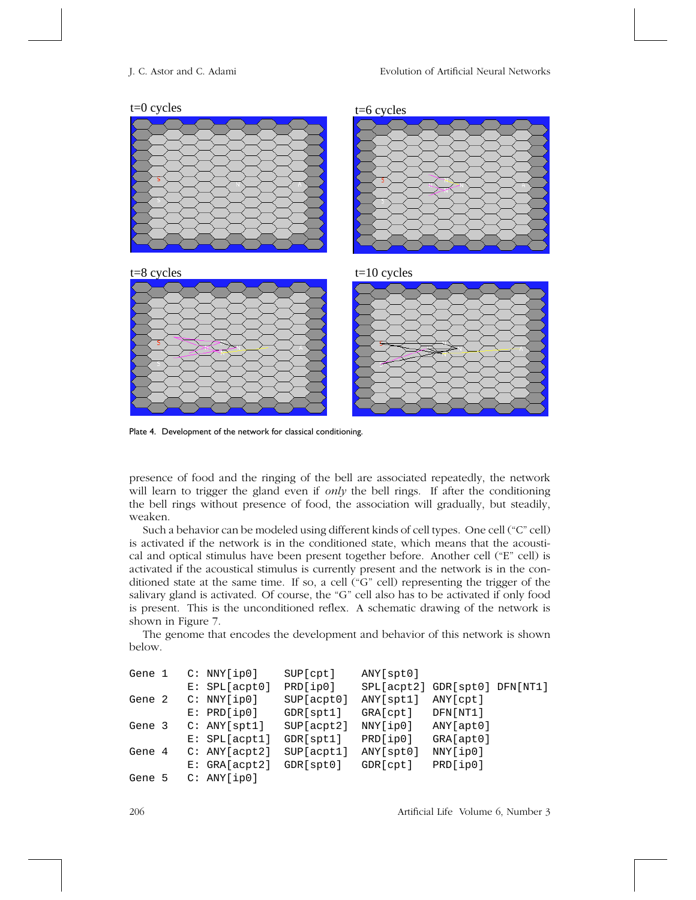t=0 cycles

t=6 cycles

t=8 cycles

t=10 cycles

Plate 4. Development of the network for classical conditioning.

presence of food and the ringing of the bell are associated repeatedly, the network will learn to trigger the gland even if *only* the bell rings. If after the conditioning the bell rings without presence of food, the association will gradually, but steadily, weaken.

Such a behavior can be modeled using different kinds of cell types. One cell ("C" cell) is activated if the network is in the conditioned state, which means that the acoustical and optical stimulus have been present together before. Another cell ("E" cell) is activated if the acoustical stimulus is currently present and the network is in the conditioned state at the same time. If so, a cell ("G" cell) representing the trigger of the salivary gland is activated. Of course, the "G" cell also has to be activated if only food is present. This is the unconditioned reflex. A schematic drawing of the network is shown in Figure 7.

The genome that encodes the development and behavior of this network is shown below.

```
Gene 1   C: NNY[ip0]     SUP[cpt]     ANY[spt0]
         E: SPL[acpt0]   PRD[ip0]     SPL[acpt2] GDR[spt0] DFN[NT1]
Gene 2   C: NNY[ip0]     SUP[acpt0]   ANY[spt1]  ANY[cpt]
         E: PRD[ip0]     GDR[spt1]    GRA[cpt]   DFN[NT1]
Gene 3   C: ANY[spt1]    SUP[acpt2]   NNY[ip0]   ANY[apt0]
         E: SPL[acpt1]   GDR[spt1]    PRD[ip0]   GRA[apt0]
Gene 4   C: ANY[acpt2]   SUP[acpt1]   ANY[spt0]  NNY[ip0]
         E: GRA[acpt2]   GDR[spt0]    GDR[cpt]   PRD[ip0]
Gene 5   C: ANY[ip0]
```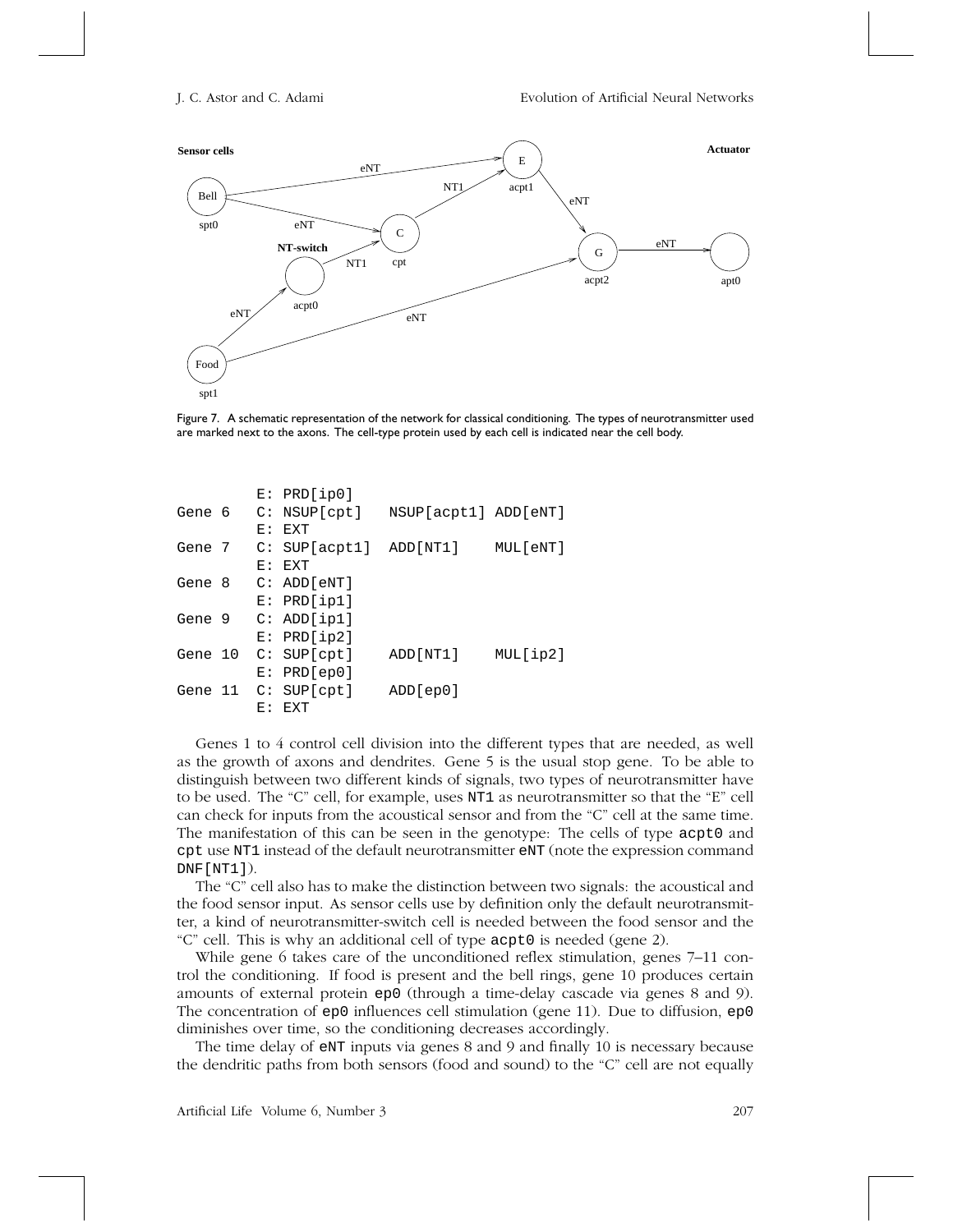Figure 7. A schematic representation of the network for classical conditioning. The types of neurotransmitter used are marked next to the axons. The cell-type protein used by each cell is indicated near the cell body.

```
        E: PRD[ip0]
Gene 6  C: NSUP[cpt]    NSUP[acpt1] ADD[eNT]
        E: EXT
Gene 7  C: SUP[acpt1]   ADD[NT1]    MUL[eNT]
        E: EXT
Gene 8  C: ADD[eNT]
        E: PRD[ip1]
Gene 9  C: ADD[ip1]
        E: PRD[ip2]
Gene 10 C: SUP[cpt]     ADD[NT1]    MUL[ip2]
        E: PRD[ep0]
Gene 11 C: SUP[cpt]     ADD[ep0]
        E: EXT
```

Genes 1 to 4 control cell division into the different types that are needed, as well as the growth of axons and dendrites. Gene 5 is the usual stop gene. To be able to distinguish between two different kinds of signals, two types of neurotransmitter have to be used. The "C" cell, for example, uses `NT1` as neurotransmitter so that the "E" cell can check for inputs from the acoustical sensor and from the "C" cell at the same time. The manifestation of this can be seen in the genotype: The cells of type `acpt0` and `cpt` use `NT1` instead of the default neurotransmitter `eNT` (note the expression command `DNF[NT1]`).

The "C" cell also has to make the distinction between two signals: the acoustical and the food sensor input. As sensor cells use by definition only the default neurotransmitter, a kind of neurotransmitter-switch cell is needed between the food sensor and the "C" cell. This is why an additional cell of type `acpt0` is needed (gene 2).

While gene 6 takes care of the unconditioned reflex stimulation, genes 7–11 control the conditioning. If food is present and the bell rings, gene 10 produces certain amounts of external protein `ep0` (through a time-delay cascade via genes 8 and 9). The concentration of `ep0` influences cell stimulation (gene 11). Due to diffusion, `ep0` diminishes over time, so the conditioning decreases accordingly.

The time delay of `eNT` inputs via genes 8 and 9 and finally 10 is necessary because the dendritic paths from both sensors (food and sound) to the "C" cell are not equally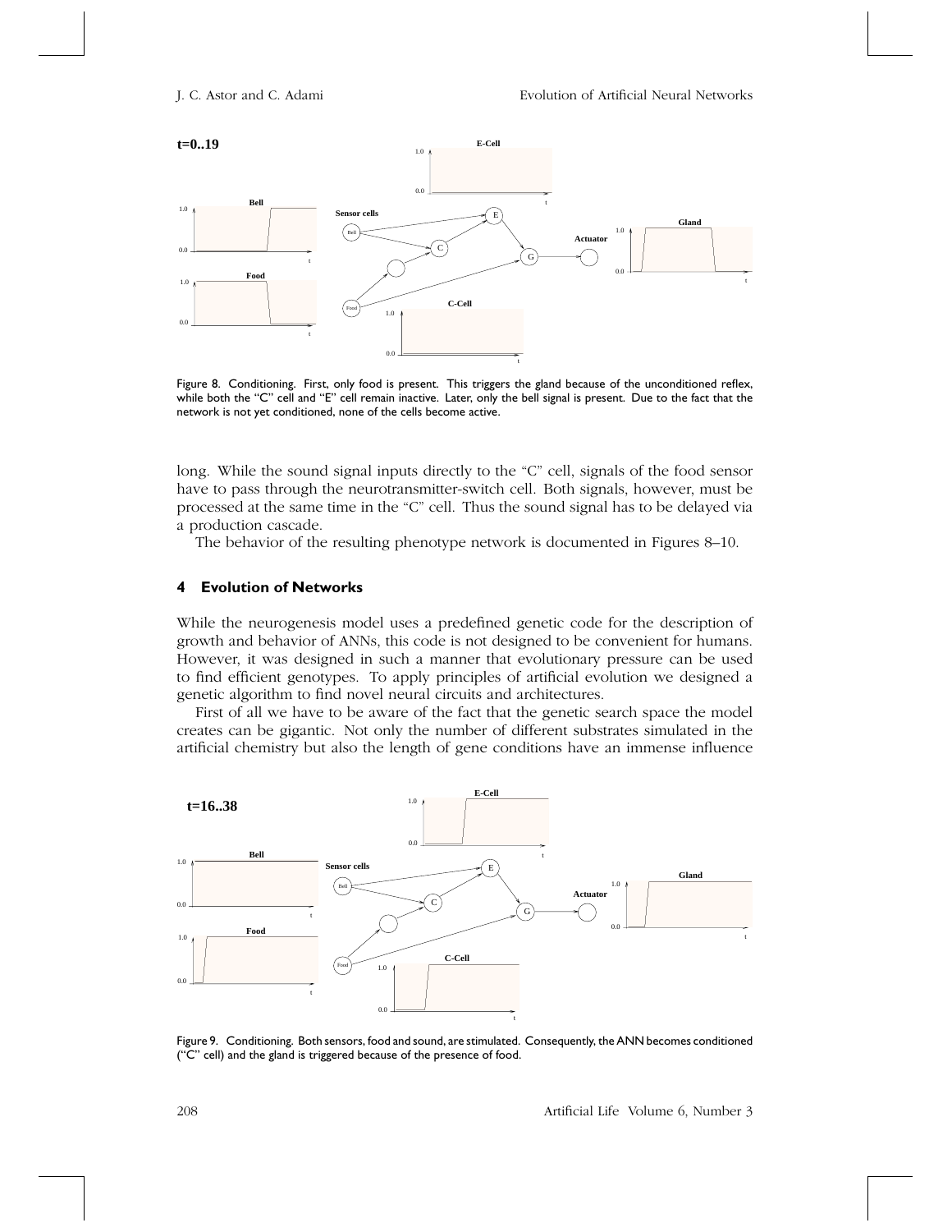Figure 8. Conditioning. First, only food is present. This triggers the gland because of the unconditioned reflex, while both the "C" cell and "E" cell remain inactive. Later, only the bell signal is present. Due to the fact that the network is not yet conditioned, none of the cells become active.

long. While the sound signal inputs directly to the "C" cell, signals of the food sensor have to pass through the neurotransmitter-switch cell. Both signals, however, must be processed at the same time in the "C" cell. Thus the sound signal has to be delayed via a production cascade.

The behavior of the resulting phenotype network is documented in Figures 8–10.

## 4 Evolution of Networks

While the neurogenesis model uses a predefined genetic code for the description of growth and behavior of ANNs, this code is not designed to be convenient for humans. However, it was designed in such a manner that evolutionary pressure can be used to find efficient genotypes. To apply principles of artificial evolution we designed a genetic algorithm to find novel neural circuits and architectures.

First of all we have to be aware of the fact that the genetic search space the model creates can be gigantic. Not only the number of different substrates simulated in the artificial chemistry but also the length of gene conditions have an immense influence

Figure 9. Conditioning. Both sensors, food and sound, are stimulated. Consequently, the ANN becomes conditioned ("C" cell) and the gland is triggered because of the presence of food.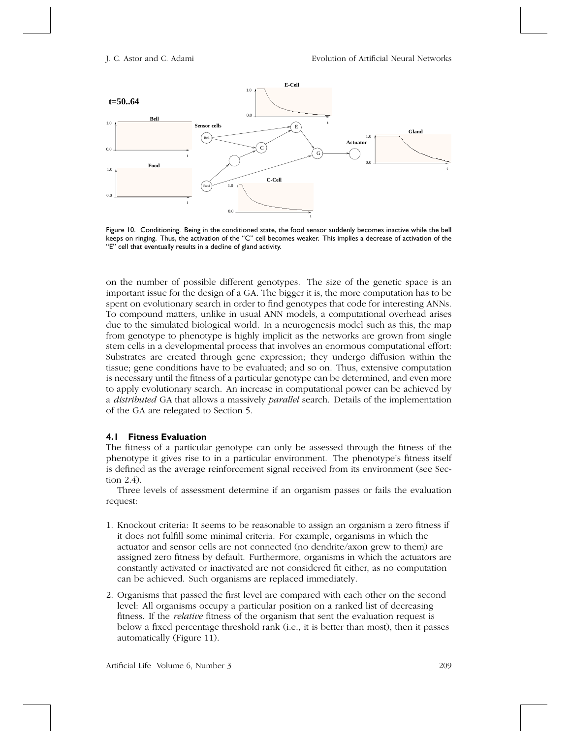Figure 10. Conditioning. Being in the conditioned state, the food sensor suddenly becomes inactive while the bell keeps on ringing. Thus, the activation of the "C" cell becomes weaker. This implies a decrease of activation of the "E" cell that eventually results in a decline of gland activity.

on the number of possible different genotypes. The size of the genetic space is an important issue for the design of a GA. The bigger it is, the more computation has to be spent on evolutionary search in order to find genotypes that code for interesting ANNs. To compound matters, unlike in usual ANN models, a computational overhead arises due to the simulated biological world. In a neurogenesis model such as this, the map from genotype to phenotype is highly implicit as the networks are grown from single stem cells in a developmental process that involves an enormous computational effort: Substrates are created through gene expression; they undergo diffusion within the tissue; gene conditions have to be evaluated; and so on. Thus, extensive computation is necessary until the fitness of a particular genotype can be determined, and even more to apply evolutionary search. An increase in computational power can be achieved by a *distributed* GA that allows a massively *parallel* search. Details of the implementation of the GA are relegated to Section 5.

### 4.1 Fitness Evaluation

The fitness of a particular genotype can only be assessed through the fitness of the phenotype it gives rise to in a particular environment. The phenotype's fitness itself is defined as the average reinforcement signal received from its environment (see Section 2.4).

Three levels of assessment determine if an organism passes or fails the evaluation request:

1. Knockout criteria: It seems to be reasonable to assign an organism a zero fitness if it does not fulfill some minimal criteria. For example, organisms in which the actuator and sensor cells are not connected (no dendrite/axon grew to them) are assigned zero fitness by default. Furthermore, organisms in which the actuators are constantly activated or inactivated are not considered fit either, as no computation can be achieved. Such organisms are replaced immediately.
2. Organisms that passed the first level are compared with each other on the second level: All organisms occupy a particular position on a ranked list of decreasing fitness. If the *relative* fitness of the organism that sent the evaluation request is below a fixed percentage threshold rank (i.e., it is better than most), then it passes automatically (Figure 11).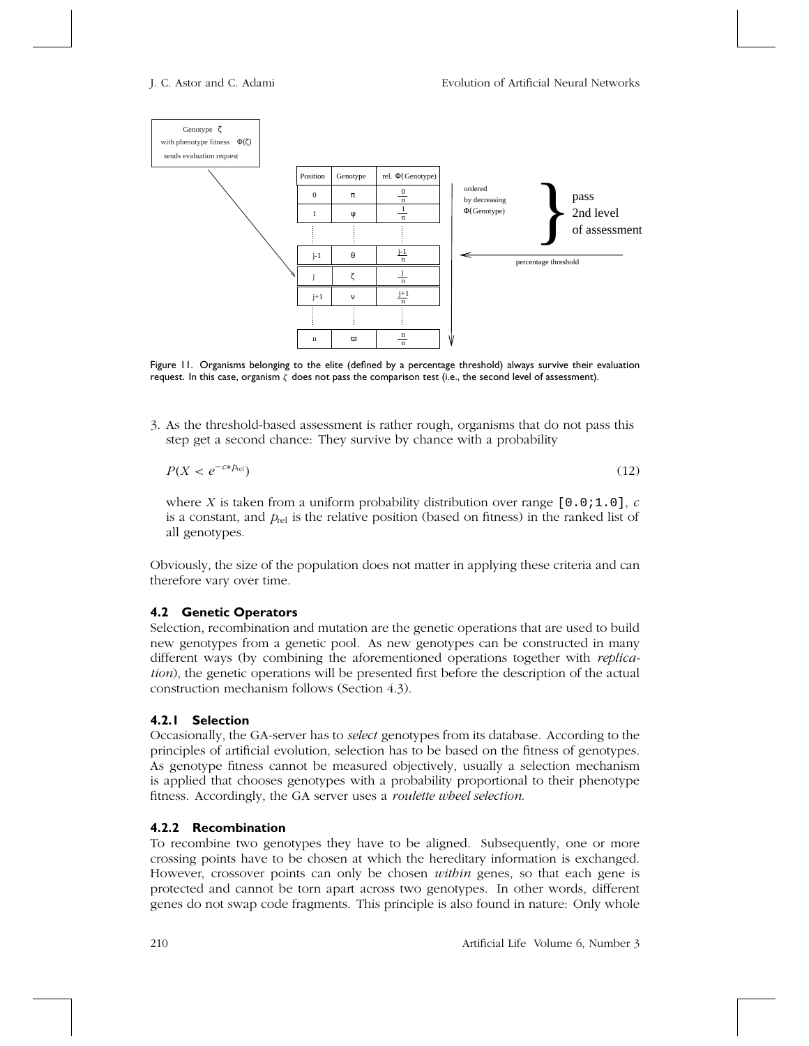| Position | Genotype | rel. Φ(Genotype) |
|---|---|---|
| 0 | π | $\frac{0}{n}$ |
| 1 | ψ | $\frac{1}{n}$ |
| ⋮ | ⋮ | ⋮ |
| j-1 | θ | $\frac{j-1}{n}$ |
| j | ζ | $\frac{j}{n}$ |
| j+1 | ν | $\frac{j+1}{n}$ |
| ⋮ | ⋮ | ⋮ |
| n | ϖ | $\frac{n}{n}$ |

Genotype ζ with phenotype fitness Φ(ζ) sends evaluation request

ordered by decreasing Φ(Genotype)

pass 2nd level of assessment

percentage threshold

Figure 11. Organisms belonging to the elite (defined by a percentage threshold) always survive their evaluation request. In this case, organism $\zeta$ does not pass the comparison test (i.e., the second level of assessment).

3. As the threshold-based assessment is rather rough, organisms that do not pass this step get a second chance: They survive by chance with a probability

$$P(X < e^{-c * p_{\mathrm{rel}}}) \tag{12}$$

where $X$ is taken from a uniform probability distribution over range `[0.0;1.0]`, $c$ is a constant, and $p_{\mathrm{rel}}$ is the relative position (based on fitness) in the ranked list of all genotypes.

Obviously, the size of the population does not matter in applying these criteria and can therefore vary over time.

### 4.2 Genetic Operators

Selection, recombination and mutation are the genetic operations that are used to build new genotypes from a genetic pool. As new genotypes can be constructed in many different ways (by combining the aforementioned operations together with *replication*), the genetic operations will be presented first before the description of the actual construction mechanism follows (Section 4.3).

#### 4.2.1 Selection

Occasionally, the GA-server has to *select* genotypes from its database. According to the principles of artificial evolution, selection has to be based on the fitness of genotypes. As genotype fitness cannot be measured objectively, usually a selection mechanism is applied that chooses genotypes with a probability proportional to their phenotype fitness. Accordingly, the GA server uses a *roulette wheel selection.*

#### 4.2.2 Recombination

To recombine two genotypes they have to be aligned. Subsequently, one or more crossing points have to be chosen at which the hereditary information is exchanged. However, crossover points can only be chosen *within* genes, so that each gene is protected and cannot be torn apart across two genotypes. In other words, different genes do not swap code fragments. This principle is also found in nature: Only whole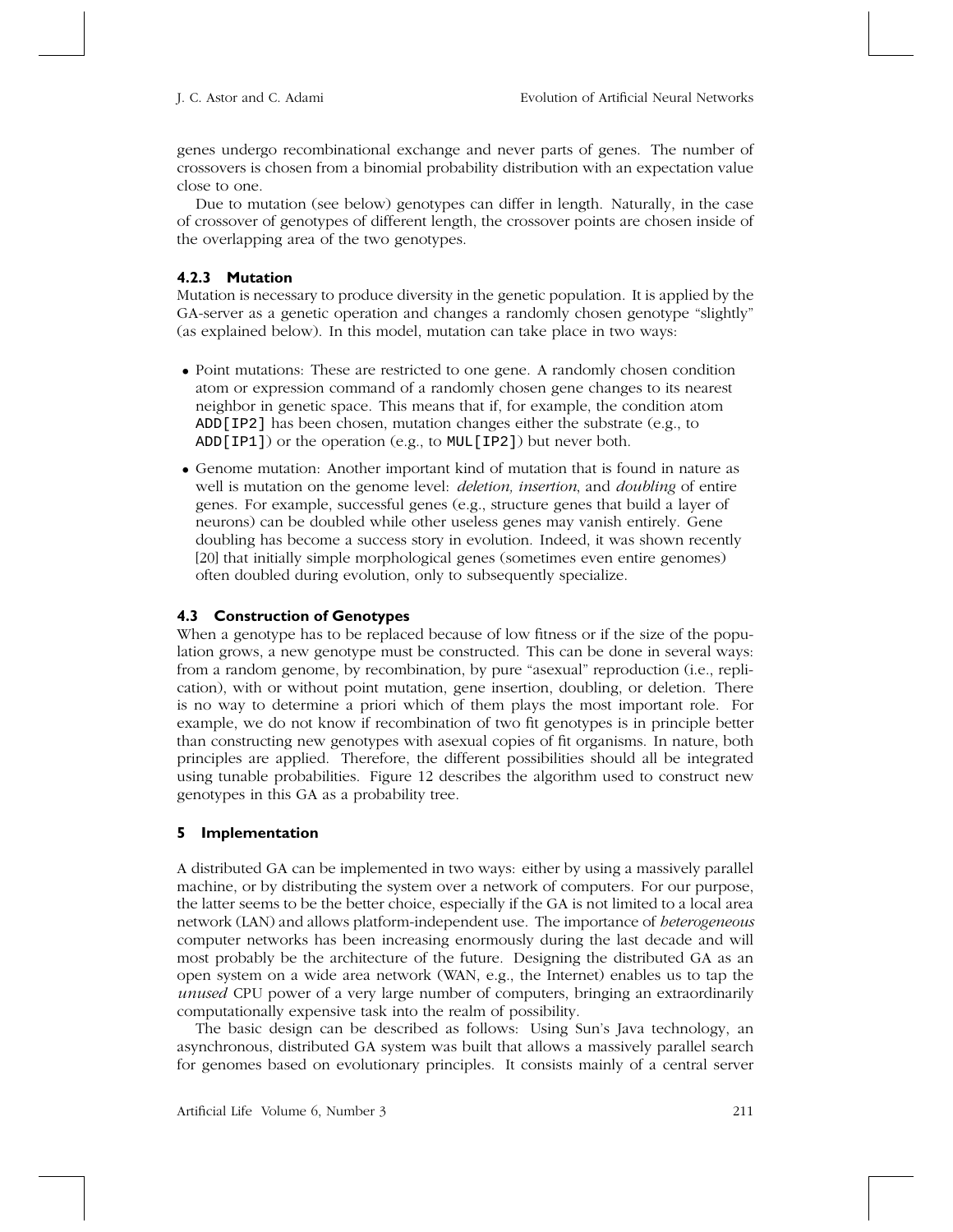genes undergo recombinational exchange and never parts of genes. The number of crossovers is chosen from a binomial probability distribution with an expectation value close to one.

Due to mutation (see below) genotypes can differ in length. Naturally, in the case of crossover of genotypes of different length, the crossover points are chosen inside of the overlapping area of the two genotypes.

### 4.2.3 Mutation

Mutation is necessary to produce diversity in the genetic population. It is applied by the GA-server as a genetic operation and changes a randomly chosen genotype "slightly" (as explained below). In this model, mutation can take place in two ways:

- Point mutations: These are restricted to one gene. A randomly chosen condition atom or expression command of a randomly chosen gene changes to its nearest neighbor in genetic space. This means that if, for example, the condition atom `ADD[IP2]` has been chosen, mutation changes either the substrate (e.g., to `ADD[IP1]`) or the operation (e.g., to `MUL[IP2]`) but never both.
- Genome mutation: Another important kind of mutation that is found in nature as well is mutation on the genome level: *deletion, insertion*, and *doubling* of entire genes. For example, successful genes (e.g., structure genes that build a layer of neurons) can be doubled while other useless genes may vanish entirely. Gene doubling has become a success story in evolution. Indeed, it was shown recently [20] that initially simple morphological genes (sometimes even entire genomes) often doubled during evolution, only to subsequently specialize.

### 4.3 Construction of Genotypes

When a genotype has to be replaced because of low fitness or if the size of the population grows, a new genotype must be constructed. This can be done in several ways: from a random genome, by recombination, by pure "asexual" reproduction (i.e., replication), with or without point mutation, gene insertion, doubling, or deletion. There is no way to determine a priori which of them plays the most important role. For example, we do not know if recombination of two fit genotypes is in principle better than constructing new genotypes with asexual copies of fit organisms. In nature, both principles are applied. Therefore, the different possibilities should all be integrated using tunable probabilities. Figure 12 describes the algorithm used to construct new genotypes in this GA as a probability tree.

## 5 Implementation

A distributed GA can be implemented in two ways: either by using a massively parallel machine, or by distributing the system over a network of computers. For our purpose, the latter seems to be the better choice, especially if the GA is not limited to a local area network (LAN) and allows platform-independent use. The importance of *heterogeneous* computer networks has been increasing enormously during the last decade and will most probably be the architecture of the future. Designing the distributed GA as an open system on a wide area network (WAN, e.g., the Internet) enables us to tap the *unused* CPU power of a very large number of computers, bringing an extraordinarily computationally expensive task into the realm of possibility.

The basic design can be described as follows: Using Sun's Java technology, an asynchronous, distributed GA system was built that allows a massively parallel search for genomes based on evolutionary principles. It consists mainly of a central server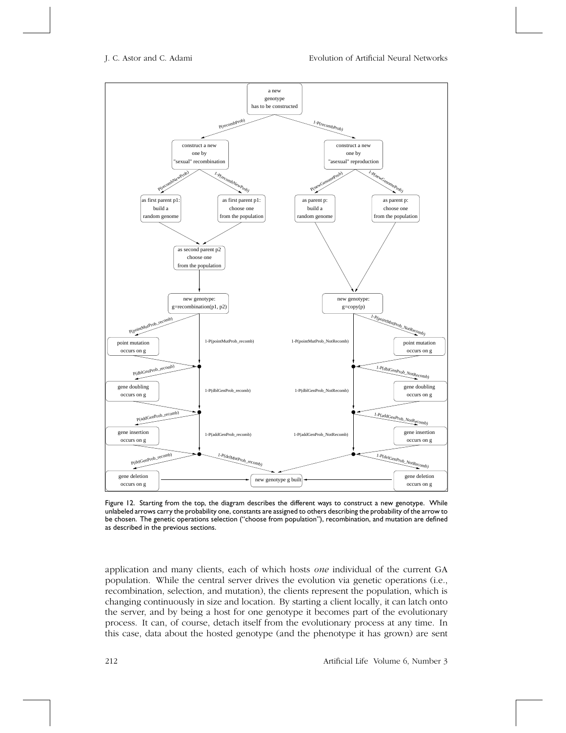Figure 12. Starting from the top, the diagram describes the different ways to construct a new genotype. While unlabeled arrows carry the probability one, constants are assigned to others describing the probability of the arrow to be chosen. The genetic operations selection ("choose from population"), recombination, and mutation are defined as described in the previous sections.

application and many clients, each of which hosts *one* individual of the current GA population. While the central server drives the evolution via genetic operations (i.e., recombination, selection, and mutation), the clients represent the population, which is changing continuously in size and location. By starting a client locally, it can latch onto the server, and by being a host for one genotype it becomes part of the evolutionary process. It can, of course, detach itself from the evolutionary process at any time. In this case, data about the hosted genotype (and the phenotype it has grown) are sent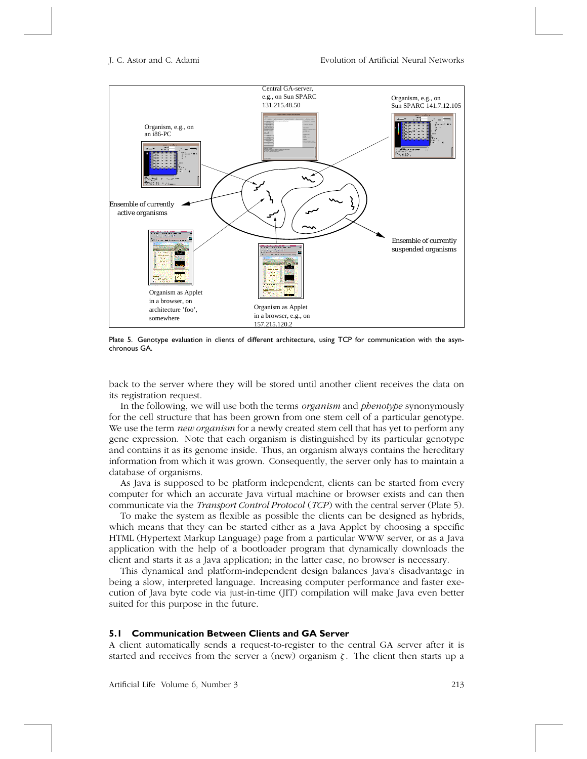Plate 5. Genotype evaluation in clients of different architecture, using TCP for communication with the asynchronous GA.

back to the server where they will be stored until another client receives the data on its registration request.

In the following, we will use both the terms *organism* and *phenotype* synonymously for the cell structure that has been grown from one stem cell of a particular genotype. We use the term *new organism* for a newly created stem cell that has yet to perform any gene expression. Note that each organism is distinguished by its particular genotype and contains it as its genome inside. Thus, an organism always contains the hereditary information from which it was grown. Consequently, the server only has to maintain a database of organisms.

As Java is supposed to be platform independent, clients can be started from every computer for which an accurate Java virtual machine or browser exists and can then communicate via the *Transport Control Protocol* (*TCP*) with the central server (Plate 5).

To make the system as flexible as possible the clients can be designed as hybrids, which means that they can be started either as a Java Applet by choosing a specific HTML (Hypertext Markup Language) page from a particular WWW server, or as a Java application with the help of a bootloader program that dynamically downloads the client and starts it as a Java application; in the latter case, no browser is necessary.

This dynamical and platform-independent design balances Java's disadvantage in being a slow, interpreted language. Increasing computer performance and faster execution of Java byte code via just-in-time (JIT) compilation will make Java even better suited for this purpose in the future.

## 5.1 Communication Between Clients and GA Server

A client automatically sends a request-to-register to the central GA server after it is started and receives from the server a (new) organism $\zeta$. The client then starts up a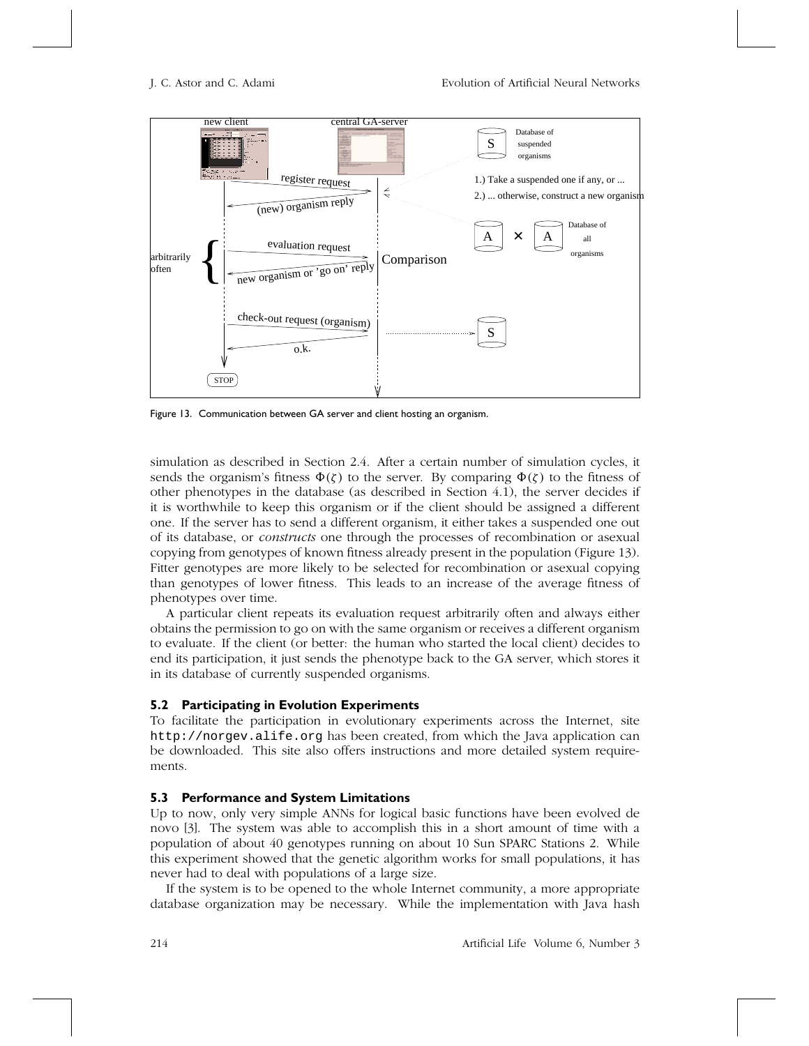Figure 13. Communication between GA server and client hosting an organism.

simulation as described in Section 2.4. After a certain number of simulation cycles, it sends the organism's fitness $\Phi(\zeta)$ to the server. By comparing $\Phi(\zeta)$ to the fitness of other phenotypes in the database (as described in Section 4.1), the server decides if it is worthwhile to keep this organism or if the client should be assigned a different one. If the server has to send a different organism, it either takes a suspended one out of its database, or *constructs* one through the processes of recombination or asexual copying from genotypes of known fitness already present in the population (Figure 13). Fitter genotypes are more likely to be selected for recombination or asexual copying than genotypes of lower fitness. This leads to an increase of the average fitness of phenotypes over time.

A particular client repeats its evaluation request arbitrarily often and always either obtains the permission to go on with the same organism or receives a different organism to evaluate. If the client (or better: the human who started the local client) decides to end its participation, it just sends the phenotype back to the GA server, which stores it in its database of currently suspended organisms.

### 5.2 Participating in Evolution Experiments

To facilitate the participation in evolutionary experiments across the Internet, site `http://norgev.alife.org` has been created, from which the Java application can be downloaded. This site also offers instructions and more detailed system requirements.

### 5.3 Performance and System Limitations

Up to now, only very simple ANNs for logical basic functions have been evolved de novo [3]. The system was able to accomplish this in a short amount of time with a population of about 40 genotypes running on about 10 Sun SPARC Stations 2. While this experiment showed that the genetic algorithm works for small populations, it has never had to deal with populations of a large size.

If the system is to be opened to the whole Internet community, a more appropriate database organization may be necessary. While the implementation with Java hash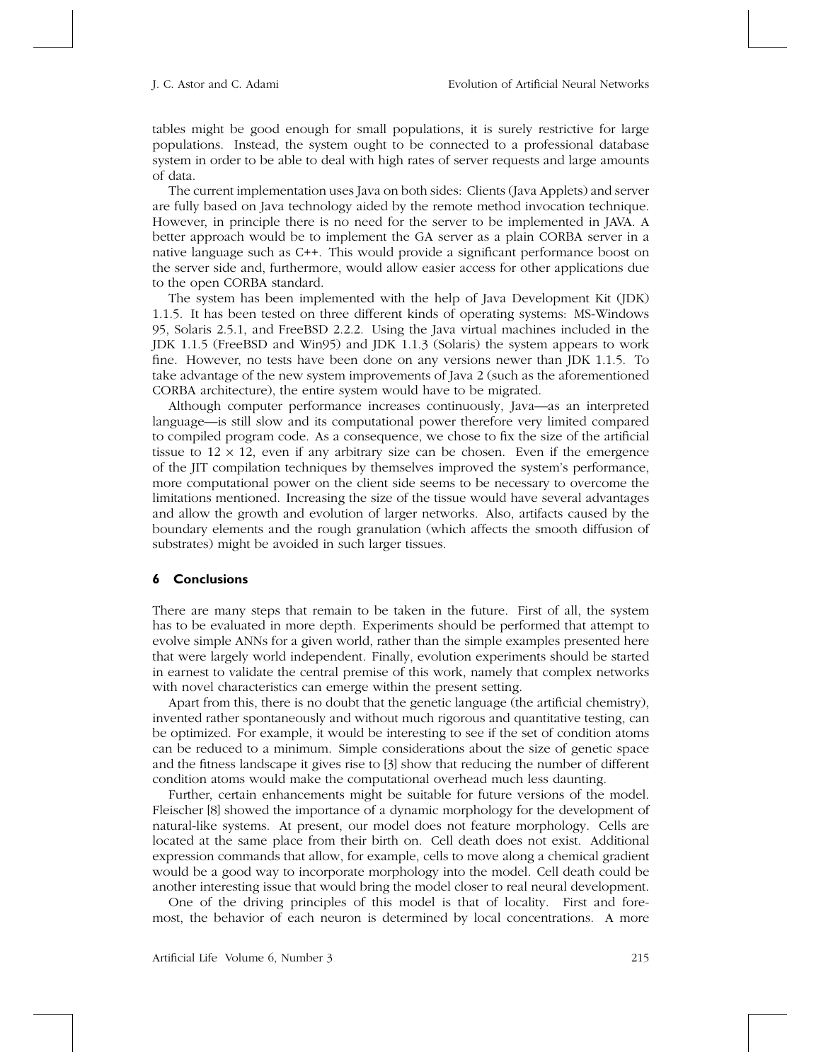tables might be good enough for small populations, it is surely restrictive for large populations. Instead, the system ought to be connected to a professional database system in order to be able to deal with high rates of server requests and large amounts of data.

The current implementation uses Java on both sides: Clients (Java Applets) and server are fully based on Java technology aided by the remote method invocation technique. However, in principle there is no need for the server to be implemented in JAVA. A better approach would be to implement the GA server as a plain CORBA server in a native language such as C++. This would provide a significant performance boost on the server side and, furthermore, would allow easier access for other applications due to the open CORBA standard.

The system has been implemented with the help of Java Development Kit (JDK) 1.1.5. It has been tested on three different kinds of operating systems: MS-Windows 95, Solaris 2.5.1, and FreeBSD 2.2.2. Using the Java virtual machines included in the JDK 1.1.5 (FreeBSD and Win95) and JDK 1.1.3 (Solaris) the system appears to work fine. However, no tests have been done on any versions newer than JDK 1.1.5. To take advantage of the new system improvements of Java 2 (such as the aforementioned CORBA architecture), the entire system would have to be migrated.

Although computer performance increases continuously, Java—as an interpreted language—is still slow and its computational power therefore very limited compared to compiled program code. As a consequence, we chose to fix the size of the artificial tissue to $12 \times 12$, even if any arbitrary size can be chosen. Even if the emergence of the JIT compilation techniques by themselves improved the system's performance, more computational power on the client side seems to be necessary to overcome the limitations mentioned. Increasing the size of the tissue would have several advantages and allow the growth and evolution of larger networks. Also, artifacts caused by the boundary elements and the rough granulation (which affects the smooth diffusion of substrates) might be avoided in such larger tissues.

## 6 Conclusions

There are many steps that remain to be taken in the future. First of all, the system has to be evaluated in more depth. Experiments should be performed that attempt to evolve simple ANNs for a given world, rather than the simple examples presented here that were largely world independent. Finally, evolution experiments should be started in earnest to validate the central premise of this work, namely that complex networks with novel characteristics can emerge within the present setting.

Apart from this, there is no doubt that the genetic language (the artificial chemistry), invented rather spontaneously and without much rigorous and quantitative testing, can be optimized. For example, it would be interesting to see if the set of condition atoms can be reduced to a minimum. Simple considerations about the size of genetic space and the fitness landscape it gives rise to [3] show that reducing the number of different condition atoms would make the computational overhead much less daunting.

Further, certain enhancements might be suitable for future versions of the model. Fleischer [8] showed the importance of a dynamic morphology for the development of natural-like systems. At present, our model does not feature morphology. Cells are located at the same place from their birth on. Cell death does not exist. Additional expression commands that allow, for example, cells to move along a chemical gradient would be a good way to incorporate morphology into the model. Cell death could be another interesting issue that would bring the model closer to real neural development.

One of the driving principles of this model is that of locality. First and foremost, the behavior of each neuron is determined by local concentrations. A more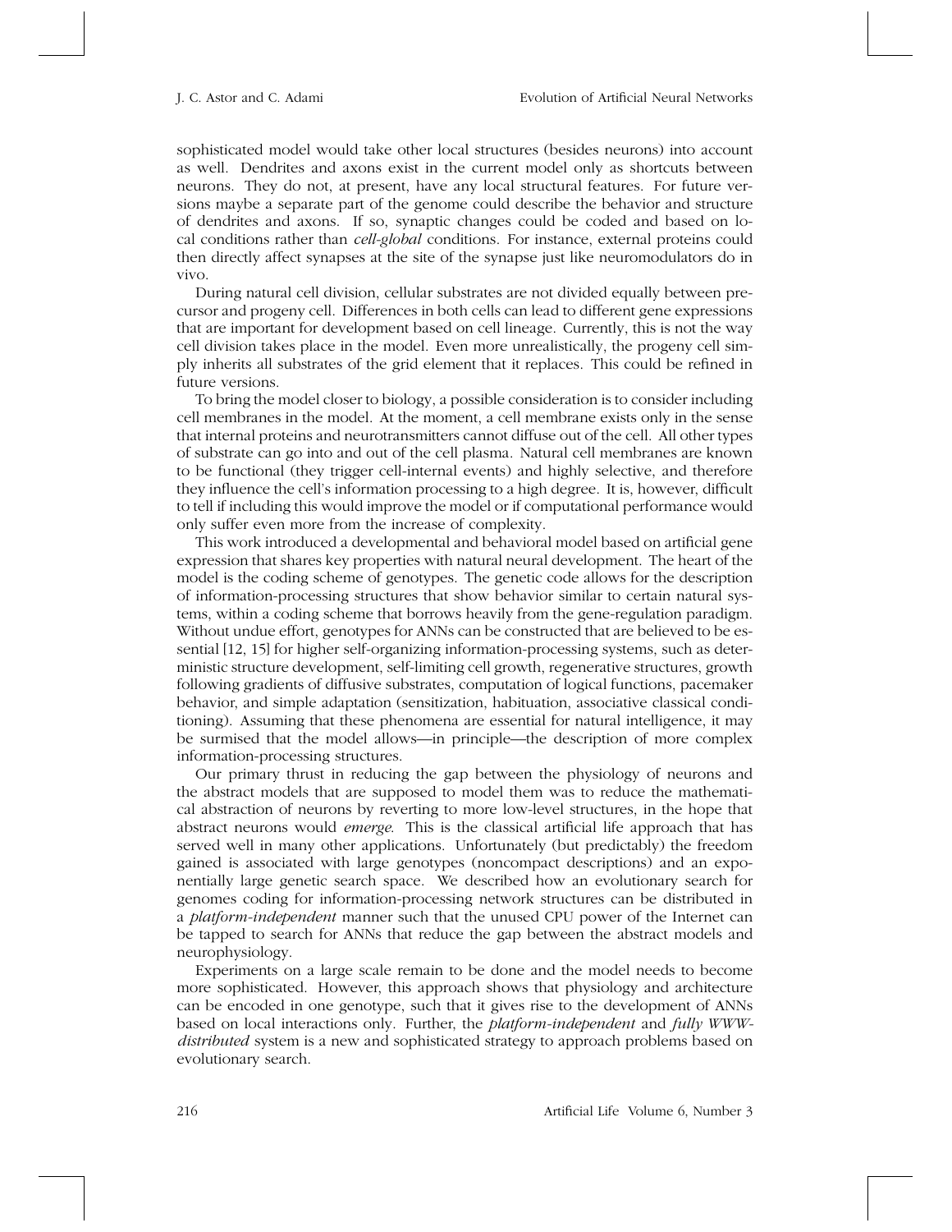sophisticated model would take other local structures (besides neurons) into account as well. Dendrites and axons exist in the current model only as shortcuts between neurons. They do not, at present, have any local structural features. For future versions maybe a separate part of the genome could describe the behavior and structure of dendrites and axons. If so, synaptic changes could be coded and based on local conditions rather than *cell-global* conditions. For instance, external proteins could then directly affect synapses at the site of the synapse just like neuromodulators do in vivo.

During natural cell division, cellular substrates are not divided equally between precursor and progeny cell. Differences in both cells can lead to different gene expressions that are important for development based on cell lineage. Currently, this is not the way cell division takes place in the model. Even more unrealistically, the progeny cell simply inherits all substrates of the grid element that it replaces. This could be refined in future versions.

To bring the model closer to biology, a possible consideration is to consider including cell membranes in the model. At the moment, a cell membrane exists only in the sense that internal proteins and neurotransmitters cannot diffuse out of the cell. All other types of substrate can go into and out of the cell plasma. Natural cell membranes are known to be functional (they trigger cell-internal events) and highly selective, and therefore they influence the cell's information processing to a high degree. It is, however, difficult to tell if including this would improve the model or if computational performance would only suffer even more from the increase of complexity.

This work introduced a developmental and behavioral model based on artificial gene expression that shares key properties with natural neural development. The heart of the model is the coding scheme of genotypes. The genetic code allows for the description of information-processing structures that show behavior similar to certain natural systems, within a coding scheme that borrows heavily from the gene-regulation paradigm. Without undue effort, genotypes for ANNs can be constructed that are believed to be essential [12, 15] for higher self-organizing information-processing systems, such as deterministic structure development, self-limiting cell growth, regenerative structures, growth following gradients of diffusive substrates, computation of logical functions, pacemaker behavior, and simple adaptation (sensitization, habituation, associative classical conditioning). Assuming that these phenomena are essential for natural intelligence, it may be surmised that the model allows—in principle—the description of more complex information-processing structures.

Our primary thrust in reducing the gap between the physiology of neurons and the abstract models that are supposed to model them was to reduce the mathematical abstraction of neurons by reverting to more low-level structures, in the hope that abstract neurons would *emerge*. This is the classical artificial life approach that has served well in many other applications. Unfortunately (but predictably) the freedom gained is associated with large genotypes (noncompact descriptions) and an exponentially large genetic search space. We described how an evolutionary search for genomes coding for information-processing network structures can be distributed in a *platform-independent* manner such that the unused CPU power of the Internet can be tapped to search for ANNs that reduce the gap between the abstract models and neurophysiology.

Experiments on a large scale remain to be done and the model needs to become more sophisticated. However, this approach shows that physiology and architecture can be encoded in one genotype, such that it gives rise to the development of ANNs based on local interactions only. Further, the *platform-independent* and *fully WWW-distributed* system is a new and sophisticated strategy to approach problems based on evolutionary search.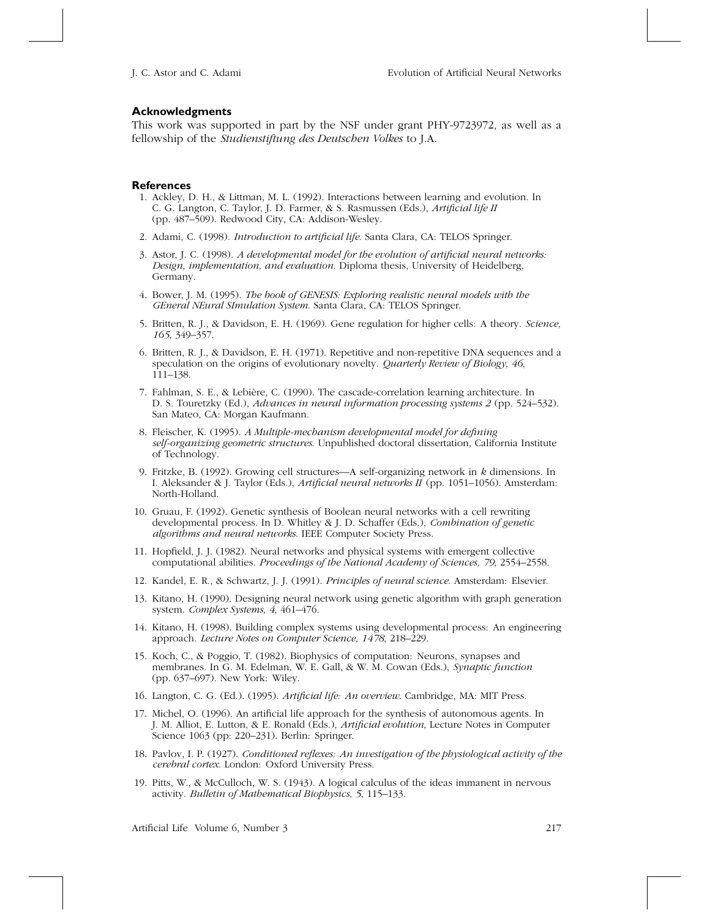### Acknowledgments

This work was supported in part by the NSF under grant PHY-9723972, as well as a fellowship of the *Studienstiftung des Deutschen Volkes* to J.A.

### References

1. Ackley, D. H., & Littman, M. L. (1992). Interactions between learning and evolution. In C. G. Langton, C. Taylor, J. D. Farmer, & S. Rasmussen (Eds.), *Artificial life II* (pp. 487–509). Redwood City, CA: Addison-Wesley.
2. Adami, C. (1998). *Introduction to artificial life*. Santa Clara, CA: TELOS Springer.
3. Astor, J. C. (1998). *A developmental model for the evolution of artificial neural networks: Design, implementation, and evaluation*. Diploma thesis, University of Heidelberg, Germany.
4. Bower, J. M. (1995). *The book of GENESIS: Exploring realistic neural models with the GEneral NEural SImulation System*. Santa Clara, CA: TELOS Springer.
5. Britten, R. J., & Davidson, E. H. (1969). Gene regulation for higher cells: A theory. *Science, 165*, 349–357.
6. Britten, R. J., & Davidson, E. H. (1971). Repetitive and non-repetitive DNA sequences and a speculation on the origins of evolutionary novelty. *Quarterly Review of Biology, 46*, 111–138.
7. Fahlman, S. E., & Lebière, C. (1990). The cascade-correlation learning architecture. In D. S. Touretzky (Ed.), *Advances in neural information processing systems 2* (pp. 524–532). San Mateo, CA: Morgan Kaufmann.
8. Fleischer, K. (1995). *A Multiple-mechanism developmental model for defining self-organizing geometric structures*. Unpublished doctoral dissertation, California Institute of Technology.
9. Fritzke, B. (1992). Growing cell structures—A self-organizing network in *k* dimensions. In I. Aleksander & J. Taylor (Eds.), *Artificial neural networks II* (pp. 1051–1056). Amsterdam: North-Holland.
10. Gruau, F. (1992). Genetic synthesis of Boolean neural networks with a cell rewriting developmental process. In D. Whitley & J. D. Schaffer (Eds.), *Combination of genetic algorithms and neural networks*. IEEE Computer Society Press.
11. Hopfield, J. J. (1982). Neural networks and physical systems with emergent collective computational abilities. *Proceedings of the National Academy of Sciences, 79*, 2554–2558.
12. Kandel, E. R., & Schwartz, J. J. (1991). *Principles of neural science*. Amsterdam: Elsevier.
13. Kitano, H. (1990). Designing neural network using genetic algorithm with graph generation system. *Complex Systems, 4*, 461–476.
14. Kitano, H. (1998). Building complex systems using developmental process: An engineering approach. *Lecture Notes on Computer Science, 1478*, 218–229.
15. Koch, C., & Poggio, T. (1982). Biophysics of computation: Neurons, synapses and membranes. In G. M. Edelman, W. E. Gall, & W. M. Cowan (Eds.), *Synaptic function* (pp. 637–697). New York: Wiley.
16. Langton, C. G. (Ed.). (1995). *Artificial life: An overview*. Cambridge, MA: MIT Press.
17. Michel, O. (1996). An artificial life approach for the synthesis of autonomous agents. In J. M. Alliot, E. Lutton, & E. Ronald (Eds.), *Artificial evolution*, Lecture Notes in Computer Science 1063 (pp: 220–231). Berlin: Springer.
18. Pavlov, I. P. (1927). *Conditioned reflexes: An investigation of the physiological activity of the cerebral cortex*. London: Oxford University Press.
19. Pitts, W., & McCulloch, W. S. (1943). A logical calculus of the ideas immanent in nervous activity. *Bulletin of Mathematical Biophysics, 5*, 115–133.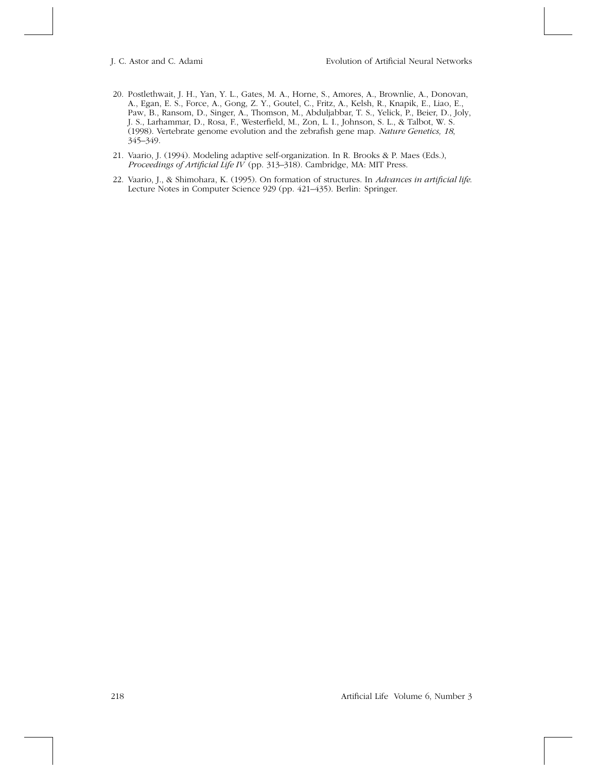20. Postlethwait, J. H., Yan, Y. L., Gates, M. A., Horne, S., Amores, A., Brownlie, A., Donovan, A., Egan, E. S., Force, A., Gong, Z. Y., Goutel, C., Fritz, A., Kelsh, R., Knapik, E., Liao, E., Paw, B., Ransom, D., Singer, A., Thomson, M., Abduljabbar, T. S., Yelick, P., Beier, D., Joly, J. S., Larhammar, D., Rosa, F., Westerfield, M., Zon, L. I., Johnson, S. L., & Talbot, W. S. (1998). Vertebrate genome evolution and the zebrafish gene map. *Nature Genetics, 18*, 345–349.

21. Vaario, J. (1994). Modeling adaptive self-organization. In R. Brooks & P. Maes (Eds.), *Proceedings of Artificial Life IV* (pp. 313–318). Cambridge, MA: MIT Press.

22. Vaario, J., & Shimohara, K. (1995). On formation of structures. In *Advances in artificial life*. Lecture Notes in Computer Science 929 (pp. 421–435). Berlin: Springer.